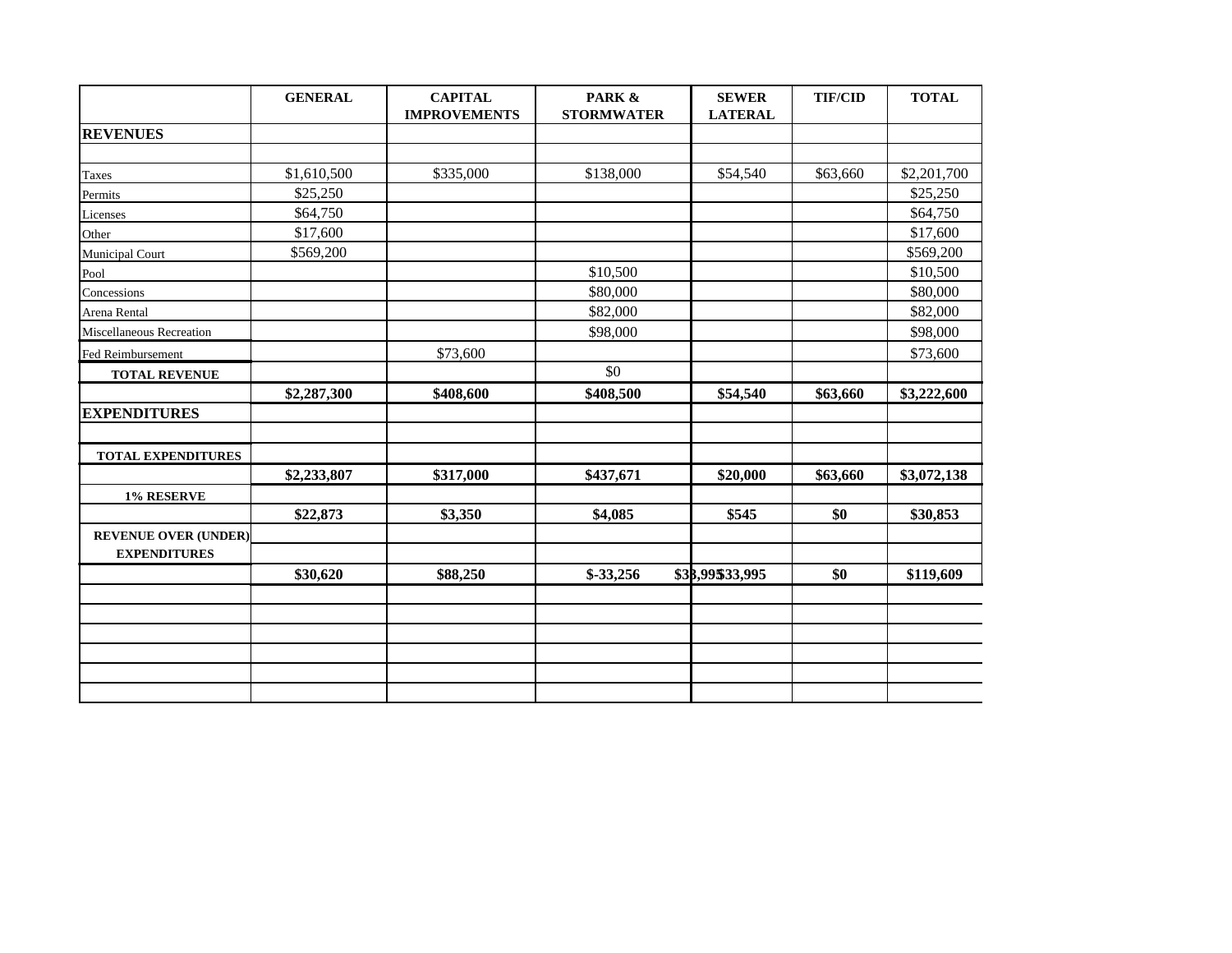| | GENERAL | CAPITAL IMPROVEMENTS | PARK & STORMWATER | SEWER LATERAL | TIF/CID | TOTAL |
|---|---|---|---|---|---|---|
| **REVENUES** | | | | | | |
| | | | | | | |
| Taxes | $1,610,500 | $335,000 | $138,000 | $54,540 | $63,660 | $2,201,700 |
| Permits | $25,250 | | | | | $25,250 |
| Licenses | $64,750 | | | | | $64,750 |
| Other | $17,600 | | | | | $17,600 |
| Municipal Court | $569,200 | | | | | $569,200 |
| Pool | | | $10,500 | | | $10,500 |
| Concessions | | | $80,000 | | | $80,000 |
| Arena Rental | | | $82,000 | | | $82,000 |
| Miscellaneous Recreation | | | $98,000 | | | $98,000 |
| Fed Reimbursement | | $73,600 | | | | $73,600 |
| **TOTAL REVENUE** | | | $0 | | | |
| | **$2,287,300** | **$408,600** | **$408,500** | **$54,540** | **$63,660** | **$3,222,600** |
| **EXPENDITURES** | | | | | | |
| | | | | | | |
| **TOTAL EXPENDITURES** | | | | | | |
| | **$2,233,807** | **$317,000** | **$437,671** | **$20,000** | **$63,660** | **$3,072,138** |
| **1% RESERVE** | | | | | | |
| | **$22,873** | **$3,350** | **$4,085** | **$545** | **$0** | **$30,853** |
| **REVENUE OVER (UNDER) EXPENDITURES** | | | | | | |
| | **$30,620** | **$88,250** | **$-33,256** | **$33,995** | **$0** | **$119,609** |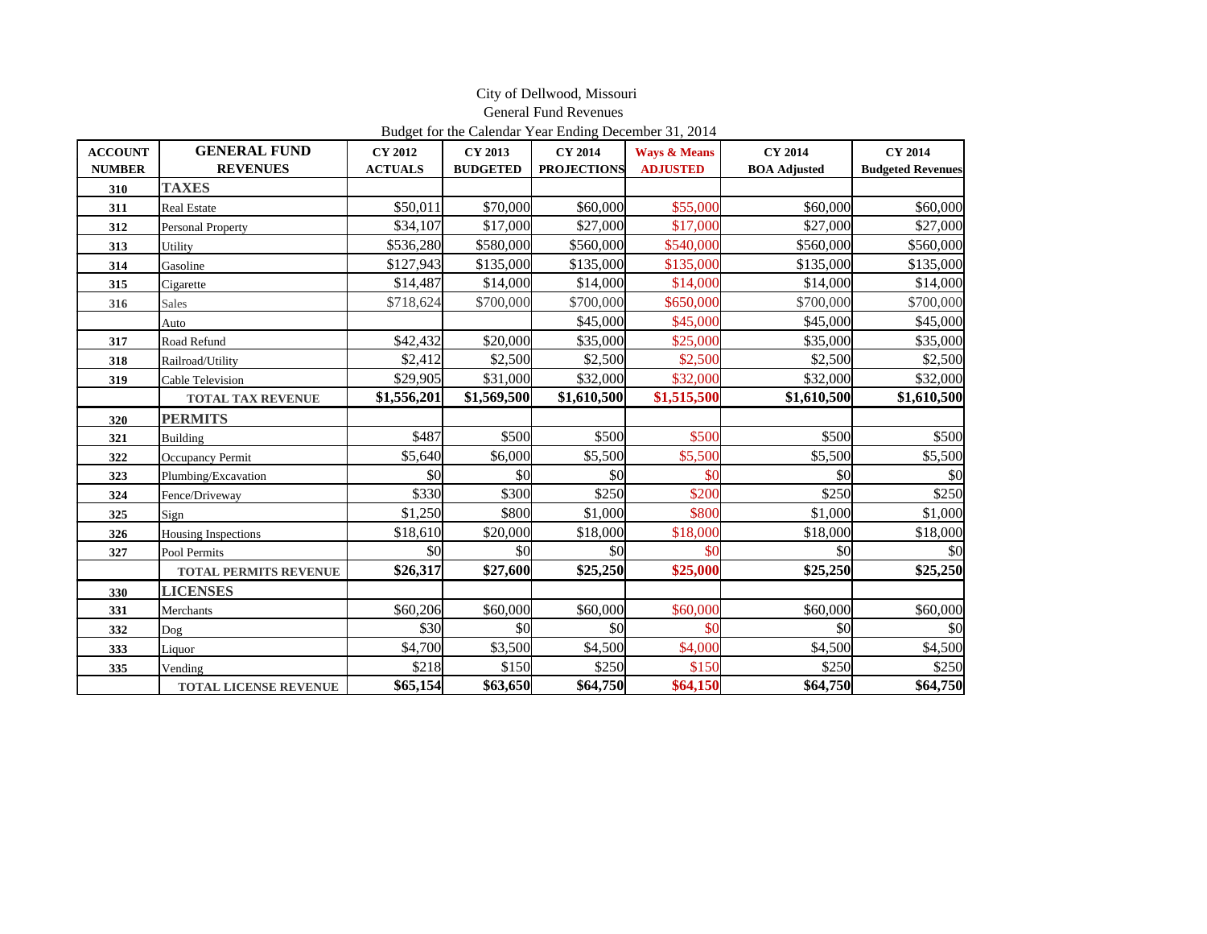City of Dellwood, Missouri
General Fund Revenues
Budget for the Calendar Year Ending December 31, 2014

| ACCOUNT NUMBER | GENERAL FUND REVENUES | CY 2012 ACTUALS | CY 2013 BUDGETED | CY 2014 PROJECTIONS | Ways & Means ADJUSTED | CY 2014 BOA Adjusted | CY 2014 Budgeted Revenues |
|---|---|---|---|---|---|---|---|
| 310 | **TAXES** | | | | | | |
| 311 | Real Estate | $50,011 | $70,000 | $60,000 | $55,000 | $60,000 | $60,000 |
| 312 | Personal Property | $34,107 | $17,000 | $27,000 | $17,000 | $27,000 | $27,000 |
| 313 | Utility | $536,280 | $580,000 | $560,000 | $540,000 | $560,000 | $560,000 |
| 314 | Gasoline | $127,943 | $135,000 | $135,000 | $135,000 | $135,000 | $135,000 |
| 315 | Cigarette | $14,487 | $14,000 | $14,000 | $14,000 | $14,000 | $14,000 |
| 316 | Sales | $718,624 | $700,000 | $700,000 | $650,000 | $700,000 | $700,000 |
| | Auto | | | $45,000 | $45,000 | $45,000 | $45,000 |
| 317 | Road Refund | $42,432 | $20,000 | $35,000 | $25,000 | $35,000 | $35,000 |
| 318 | Railroad/Utility | $2,412 | $2,500 | $2,500 | $2,500 | $2,500 | $2,500 |
| 319 | Cable Television | $29,905 | $31,000 | $32,000 | $32,000 | $32,000 | $32,000 |
| | **TOTAL TAX REVENUE** | **$1,556,201** | **$1,569,500** | **$1,610,500** | **$1,515,500** | **$1,610,500** | **$1,610,500** |
| 320 | **PERMITS** | | | | | | |
| 321 | Building | $487 | $500 | $500 | $500 | $500 | $500 |
| 322 | Occupancy Permit | $5,640 | $6,000 | $5,500 | $5,500 | $5,500 | $5,500 |
| 323 | Plumbing/Excavation | $0 | $0 | $0 | $0 | $0 | $0 |
| 324 | Fence/Driveway | $330 | $300 | $250 | $200 | $250 | $250 |
| 325 | Sign | $1,250 | $800 | $1,000 | $800 | $1,000 | $1,000 |
| 326 | Housing Inspections | $18,610 | $20,000 | $18,000 | $18,000 | $18,000 | $18,000 |
| 327 | Pool Permits | $0 | $0 | $0 | $0 | $0 | $0 |
| | **TOTAL PERMITS REVENUE** | **$26,317** | **$27,600** | **$25,250** | **$25,000** | **$25,250** | **$25,250** |
| 330 | **LICENSES** | | | | | | |
| 331 | Merchants | $60,206 | $60,000 | $60,000 | $60,000 | $60,000 | $60,000 |
| 332 | Dog | $30 | $0 | $0 | $0 | $0 | $0 |
| 333 | Liquor | $4,700 | $3,500 | $4,500 | $4,000 | $4,500 | $4,500 |
| 335 | Vending | $218 | $150 | $250 | $150 | $250 | $250 |
| | **TOTAL LICENSE REVENUE** | **$65,154** | **$63,650** | **$64,750** | **$64,150** | **$64,750** | **$64,750** |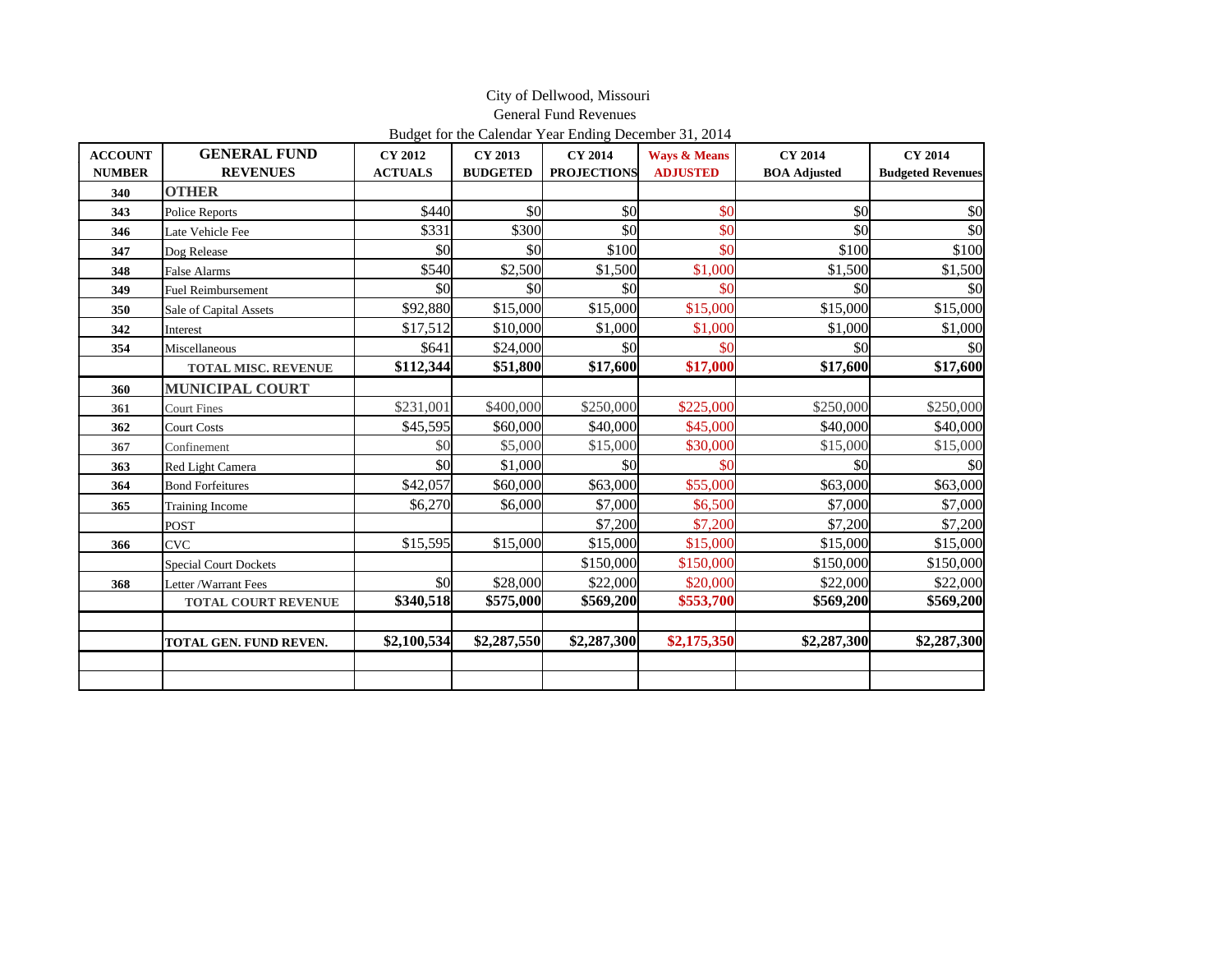City of Dellwood, Missouri
General Fund Revenues
Budget for the Calendar Year Ending December 31, 2014

| ACCOUNT NUMBER | GENERAL FUND REVENUES | CY 2012 ACTUALS | CY 2013 BUDGETED | CY 2014 PROJECTIONS | Ways & Means ADJUSTED | CY 2014 BOA Adjusted | CY 2014 Budgeted Revenues |
|---|---|---|---|---|---|---|---|
| 340 | **OTHER** | | | | | | |
| 343 | Police Reports | $440 | $0 | $0 | $0 | $0 | $0 |
| 346 | Late Vehicle Fee | $331 | $300 | $0 | $0 | $0 | $0 |
| 347 | Dog Release | $0 | $0 | $100 | $0 | $100 | $100 |
| 348 | False Alarms | $540 | $2,500 | $1,500 | $1,000 | $1,500 | $1,500 |
| 349 | Fuel Reimbursement | $0 | $0 | $0 | $0 | $0 | $0 |
| 350 | Sale of Capital Assets | $92,880 | $15,000 | $15,000 | $15,000 | $15,000 | $15,000 |
| 342 | Interest | $17,512 | $10,000 | $1,000 | $1,000 | $1,000 | $1,000 |
| 354 | Miscellaneous | $641 | $24,000 | $0 | $0 | $0 | $0 |
| | **TOTAL MISC. REVENUE** | **$112,344** | **$51,800** | **$17,600** | **$17,000** | **$17,600** | **$17,600** |
| 360 | **MUNICIPAL COURT** | | | | | | |
| 361 | Court Fines | $231,001 | $400,000 | $250,000 | $225,000 | $250,000 | $250,000 |
| 362 | Court Costs | $45,595 | $60,000 | $40,000 | $45,000 | $40,000 | $40,000 |
| 367 | Confinement | $0 | $5,000 | $15,000 | $30,000 | $15,000 | $15,000 |
| 363 | Red Light Camera | $0 | $1,000 | $0 | $0 | $0 | $0 |
| 364 | Bond Forfeitures | $42,057 | $60,000 | $63,000 | $55,000 | $63,000 | $63,000 |
| 365 | Training Income | $6,270 | $6,000 | $7,000 | $6,500 | $7,000 | $7,000 |
| | POST | | | $7,200 | $7,200 | $7,200 | $7,200 |
| 366 | CVC | $15,595 | $15,000 | $15,000 | $15,000 | $15,000 | $15,000 |
| | Special Court Dockets | | | $150,000 | $150,000 | $150,000 | $150,000 |
| 368 | Letter /Warrant Fees | $0 | $28,000 | $22,000 | $20,000 | $22,000 | $22,000 |
| | **TOTAL COURT REVENUE** | **$340,518** | **$575,000** | **$569,200** | **$553,700** | **$569,200** | **$569,200** |
| | | | | | | | |
| | **TOTAL GEN. FUND REVEN.** | **$2,100,534** | **$2,287,550** | **$2,287,300** | **$2,175,350** | **$2,287,300** | **$2,287,300** |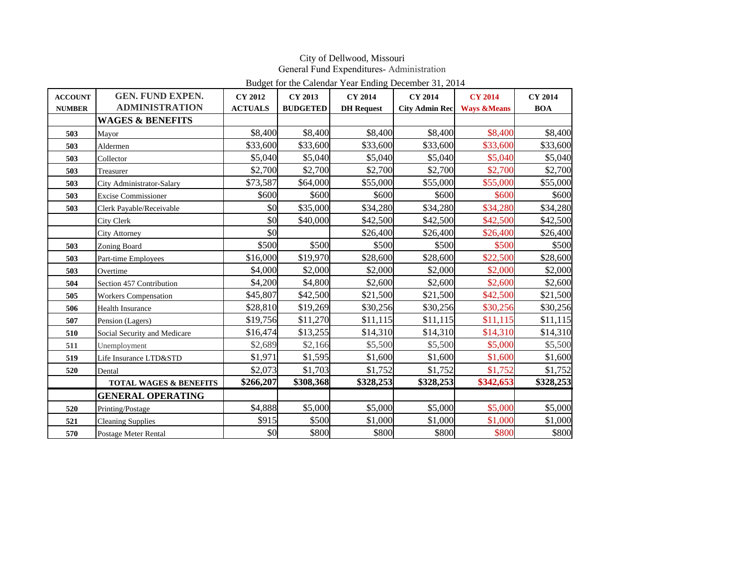City of Dellwood, Missouri
General Fund Expenditures- Administration
Budget for the Calendar Year Ending December 31, 2014

| ACCOUNT NUMBER | GEN. FUND EXPEN. ADMINISTRATION | CY 2012 ACTUALS | CY 2013 BUDGETED | CY 2014 DH Request | CY 2014 City Admin Rec | CY 2014 Ways &Means | CY 2014 BOA |
|---|---|---|---|---|---|---|---|
| | **WAGES & BENEFITS** | | | | | | |
| 503 | Mayor | $8,400 | $8,400 | $8,400 | $8,400 | $8,400 | $8,400 |
| 503 | Aldermen | $33,600 | $33,600 | $33,600 | $33,600 | $33,600 | $33,600 |
| 503 | Collector | $5,040 | $5,040 | $5,040 | $5,040 | $5,040 | $5,040 |
| 503 | Treasurer | $2,700 | $2,700 | $2,700 | $2,700 | $2,700 | $2,700 |
| 503 | City Administrator-Salary | $73,587 | $64,000 | $55,000 | $55,000 | $55,000 | $55,000 |
| 503 | Excise Commissioner | $600 | $600 | $600 | $600 | $600 | $600 |
| 503 | Clerk Payable/Receivable | $0 | $35,000 | $34,280 | $34,280 | $34,280 | $34,280 |
| | City Clerk | $0 | $40,000 | $42,500 | $42,500 | $42,500 | $42,500 |
| | City Attorney | $0 | | $26,400 | $26,400 | $26,400 | $26,400 |
| 503 | Zoning Board | $500 | $500 | $500 | $500 | $500 | $500 |
| 503 | Part-time Employees | $16,000 | $19,970 | $28,600 | $28,600 | $22,500 | $28,600 |
| 503 | Overtime | $4,000 | $2,000 | $2,000 | $2,000 | $2,000 | $2,000 |
| 504 | Section 457 Contribution | $4,200 | $4,800 | $2,600 | $2,600 | $2,600 | $2,600 |
| 505 | Workers Compensation | $45,807 | $42,500 | $21,500 | $21,500 | $42,500 | $21,500 |
| 506 | Health Insurance | $28,810 | $19,269 | $30,256 | $30,256 | $30,256 | $30,256 |
| 507 | Pension (Lagers) | $19,756 | $11,270 | $11,115 | $11,115 | $11,115 | $11,115 |
| 510 | Social Security and Medicare | $16,474 | $13,255 | $14,310 | $14,310 | $14,310 | $14,310 |
| 511 | Unemployment | $2,689 | $2,166 | $5,500 | $5,500 | $5,000 | $5,500 |
| 519 | Life Insurance LTD&STD | $1,971 | $1,595 | $1,600 | $1,600 | $1,600 | $1,600 |
| 520 | Dental | $2,073 | $1,703 | $1,752 | $1,752 | $1,752 | $1,752 |
| | **TOTAL WAGES & BENEFITS** | **$266,207** | **$308,368** | **$328,253** | **$328,253** | **$342,653** | **$328,253** |
| | **GENERAL OPERATING** | | | | | | |
| 520 | Printing/Postage | $4,888 | $5,000 | $5,000 | $5,000 | $5,000 | $5,000 |
| 521 | Cleaning Supplies | $915 | $500 | $1,000 | $1,000 | $1,000 | $1,000 |
| 570 | Postage Meter Rental | $0 | $800 | $800 | $800 | $800 | $800 |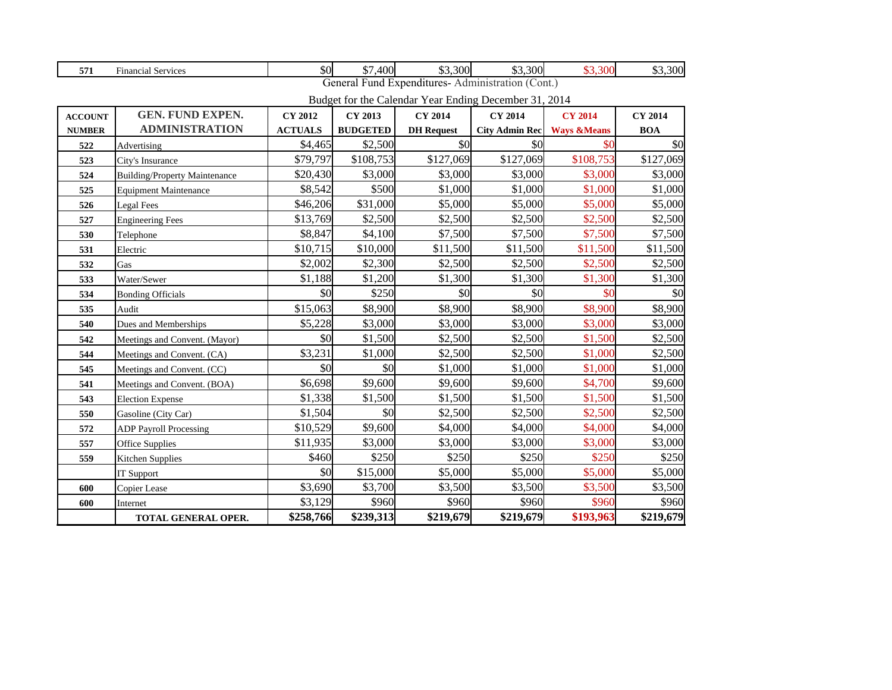| 571 | Financial Services | $0 | $7,400 | $3,300 | $3,300 | $3,300 | $3,300 |
|---|---|---|---|---|---|---|---|

General Fund Expenditures- Administration (Cont.)

Budget for the Calendar Year Ending December 31, 2014

| ACCOUNT NUMBER | GEN. FUND EXPEN. ADMINISTRATION | CY 2012 ACTUALS | CY 2013 BUDGETED | CY 2014 DH Request | CY 2014 City Admin Rec | CY 2014 Ways &Means | CY 2014 BOA |
|---|---|---|---|---|---|---|---|
| 522 | Advertising | $4,465 | $2,500 | $0 | $0 | $0 | $0 |
| 523 | City's Insurance | $79,797 | $108,753 | $127,069 | $127,069 | $108,753 | $127,069 |
| 524 | Building/Property Maintenance | $20,430 | $3,000 | $3,000 | $3,000 | $3,000 | $3,000 |
| 525 | Equipment Maintenance | $8,542 | $500 | $1,000 | $1,000 | $1,000 | $1,000 |
| 526 | Legal Fees | $46,206 | $31,000 | $5,000 | $5,000 | $5,000 | $5,000 |
| 527 | Engineering Fees | $13,769 | $2,500 | $2,500 | $2,500 | $2,500 | $2,500 |
| 530 | Telephone | $8,847 | $4,100 | $7,500 | $7,500 | $7,500 | $7,500 |
| 531 | Electric | $10,715 | $10,000 | $11,500 | $11,500 | $11,500 | $11,500 |
| 532 | Gas | $2,002 | $2,300 | $2,500 | $2,500 | $2,500 | $2,500 |
| 533 | Water/Sewer | $1,188 | $1,200 | $1,300 | $1,300 | $1,300 | $1,300 |
| 534 | Bonding Officials | $0 | $250 | $0 | $0 | $0 | $0 |
| 535 | Audit | $15,063 | $8,900 | $8,900 | $8,900 | $8,900 | $8,900 |
| 540 | Dues and Memberships | $5,228 | $3,000 | $3,000 | $3,000 | $3,000 | $3,000 |
| 542 | Meetings and Convent. (Mayor) | $0 | $1,500 | $2,500 | $2,500 | $1,500 | $2,500 |
| 544 | Meetings and Convent. (CA) | $3,231 | $1,000 | $2,500 | $2,500 | $1,000 | $2,500 |
| 545 | Meetings and Convent. (CC) | $0 | $0 | $1,000 | $1,000 | $1,000 | $1,000 |
| 541 | Meetings and Convent. (BOA) | $6,698 | $9,600 | $9,600 | $9,600 | $4,700 | $9,600 |
| 543 | Election Expense | $1,338 | $1,500 | $1,500 | $1,500 | $1,500 | $1,500 |
| 550 | Gasoline (City Car) | $1,504 | $0 | $2,500 | $2,500 | $2,500 | $2,500 |
| 572 | ADP Payroll Processing | $10,529 | $9,600 | $4,000 | $4,000 | $4,000 | $4,000 |
| 557 | Office Supplies | $11,935 | $3,000 | $3,000 | $3,000 | $3,000 | $3,000 |
| 559 | Kitchen Supplies | $460 | $250 | $250 | $250 | $250 | $250 |
| | IT Support | $0 | $15,000 | $5,000 | $5,000 | $5,000 | $5,000 |
| 600 | Copier Lease | $3,690 | $3,700 | $3,500 | $3,500 | $3,500 | $3,500 |
| 600 | Internet | $3,129 | $960 | $960 | $960 | $960 | $960 |
| | **TOTAL GENERAL OPER.** | **$258,766** | **$239,313** | **$219,679** | **$219,679** | **$193,963** | **$219,679** |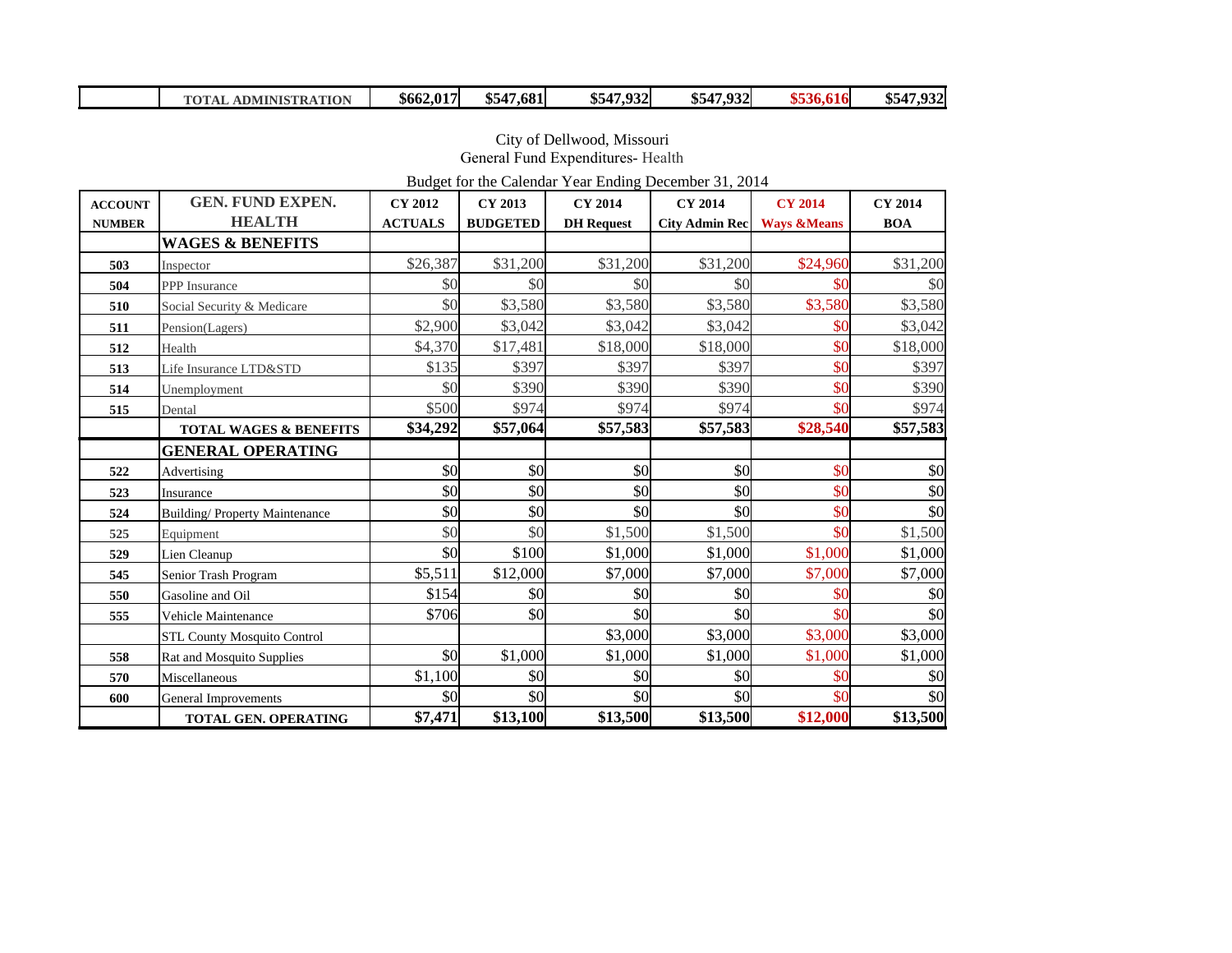| | TOTAL ADMINISTRATION | $662,017 | $547,681 | $547,932 | $547,932 | $536,616 | $547,932 |
|---|---|---|---|---|---|---|---|

City of Dellwood, Missouri
General Fund Expenditures- Health

Budget for the Calendar Year Ending December 31, 2014

| ACCOUNT NUMBER | GEN. FUND EXPEN. HEALTH | CY 2012 ACTUALS | CY 2013 BUDGETED | CY 2014 DH Request | CY 2014 City Admin Rec | CY 2014 Ways &Means | CY 2014 BOA |
|---|---|---|---|---|---|---|---|
| | **WAGES & BENEFITS** | | | | | | |
| 503 | Inspector | $26,387 | $31,200 | $31,200 | $31,200 | $24,960 | $31,200 |
| 504 | PPP Insurance | $0 | $0 | $0 | $0 | $0 | $0 |
| 510 | Social Security & Medicare | $0 | $3,580 | $3,580 | $3,580 | $3,580 | $3,580 |
| 511 | Pension(Lagers) | $2,900 | $3,042 | $3,042 | $3,042 | $0 | $3,042 |
| 512 | Health | $4,370 | $17,481 | $18,000 | $18,000 | $0 | $18,000 |
| 513 | Life Insurance LTD&STD | $135 | $397 | $397 | $397 | $0 | $397 |
| 514 | Unemployment | $0 | $390 | $390 | $390 | $0 | $390 |
| 515 | Dental | $500 | $974 | $974 | $974 | $0 | $974 |
| | **TOTAL WAGES & BENEFITS** | **$34,292** | **$57,064** | **$57,583** | **$57,583** | **$28,540** | **$57,583** |
| | **GENERAL OPERATING** | | | | | | |
| 522 | Advertising | $0 | $0 | $0 | $0 | $0 | $0 |
| 523 | Insurance | $0 | $0 | $0 | $0 | $0 | $0 |
| 524 | Building/ Property Maintenance | $0 | $0 | $0 | $0 | $0 | $0 |
| 525 | Equipment | $0 | $0 | $1,500 | $1,500 | $0 | $1,500 |
| 529 | Lien Cleanup | $0 | $100 | $1,000 | $1,000 | $1,000 | $1,000 |
| 545 | Senior Trash Program | $5,511 | $12,000 | $7,000 | $7,000 | $7,000 | $7,000 |
| 550 | Gasoline and Oil | $154 | $0 | $0 | $0 | $0 | $0 |
| 555 | Vehicle Maintenance | $706 | $0 | $0 | $0 | $0 | $0 |
| | STL County Mosquito Control | | | $3,000 | $3,000 | $3,000 | $3,000 |
| 558 | Rat and Mosquito Supplies | $0 | $1,000 | $1,000 | $1,000 | $1,000 | $1,000 |
| 570 | Miscellaneous | $1,100 | $0 | $0 | $0 | $0 | $0 |
| 600 | General Improvements | $0 | $0 | $0 | $0 | $0 | $0 |
| | **TOTAL GEN. OPERATING** | **$7,471** | **$13,100** | **$13,500** | **$13,500** | **$12,000** | **$13,500** |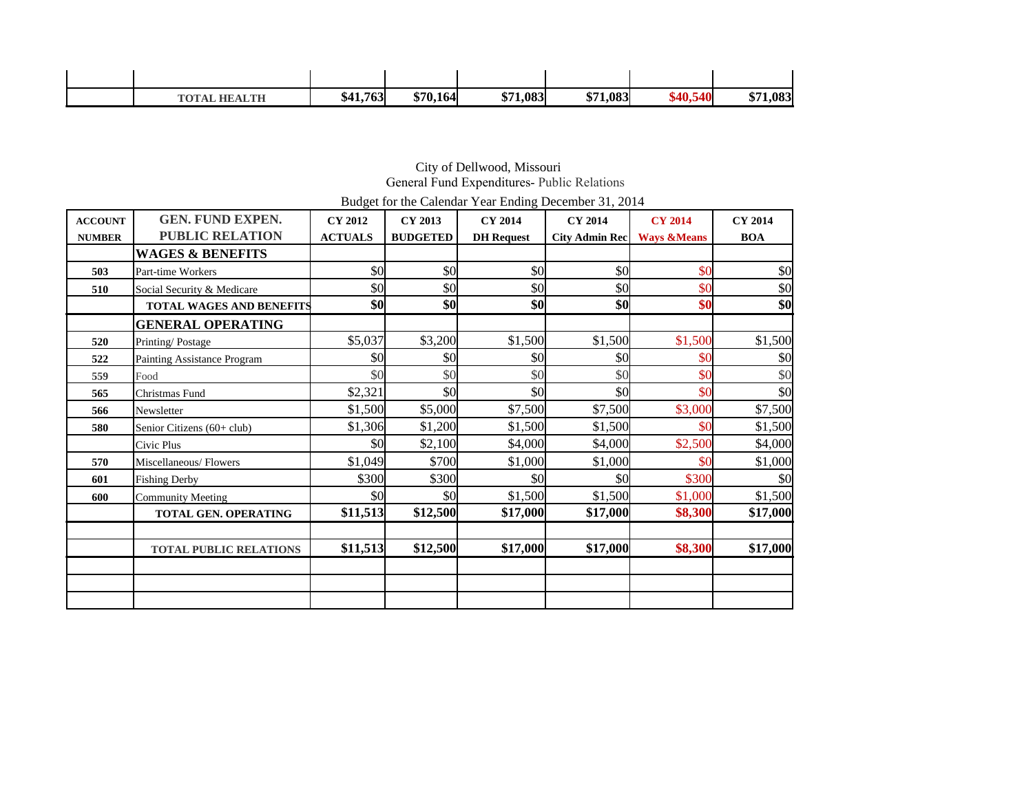| | | | | | | | |
|---|---|---|---|---|---|---|---|
| | TOTAL HEALTH | $41,763 | $70,164 | $71,083 | $71,083 | $40,540 | $71,083 |

City of Dellwood, Missouri
General Fund Expenditures- Public Relations
Budget for the Calendar Year Ending December 31, 2014

| ACCOUNT NUMBER | GEN. FUND EXPEN. PUBLIC RELATION | CY 2012 ACTUALS | CY 2013 BUDGETED | CY 2014 DH Request | CY 2014 City Admin Rec | CY 2014 Ways &Means | CY 2014 BOA |
|---|---|---|---|---|---|---|---|
| | **WAGES & BENEFITS** | | | | | | |
| 503 | Part-time Workers | $0 | $0 | $0 | $0 | $0 | $0 |
| 510 | Social Security & Medicare | $0 | $0 | $0 | $0 | $0 | $0 |
| | **TOTAL WAGES AND BENEFITS** | **$0** | **$0** | **$0** | **$0** | **$0** | **$0** |
| | **GENERAL OPERATING** | | | | | | |
| 520 | Printing/ Postage | $5,037 | $3,200 | $1,500 | $1,500 | $1,500 | $1,500 |
| 522 | Painting Assistance Program | $0 | $0 | $0 | $0 | $0 | $0 |
| 559 | Food | $0 | $0 | $0 | $0 | $0 | $0 |
| 565 | Christmas Fund | $2,321 | $0 | $0 | $0 | $0 | $0 |
| 566 | Newsletter | $1,500 | $5,000 | $7,500 | $7,500 | $3,000 | $7,500 |
| 580 | Senior Citizens (60+ club) | $1,306 | $1,200 | $1,500 | $1,500 | $0 | $1,500 |
| | Civic Plus | $0 | $2,100 | $4,000 | $4,000 | $2,500 | $4,000 |
| 570 | Miscellaneous/ Flowers | $1,049 | $700 | $1,000 | $1,000 | $0 | $1,000 |
| 601 | Fishing Derby | $300 | $300 | $0 | $0 | $300 | $0 |
| 600 | Community Meeting | $0 | $0 | $1,500 | $1,500 | $1,000 | $1,500 |
| | **TOTAL GEN. OPERATING** | **$11,513** | **$12,500** | **$17,000** | **$17,000** | **$8,300** | **$17,000** |
| | | | | | | | |
| | **TOTAL PUBLIC RELATIONS** | **$11,513** | **$12,500** | **$17,000** | **$17,000** | **$8,300** | **$17,000** |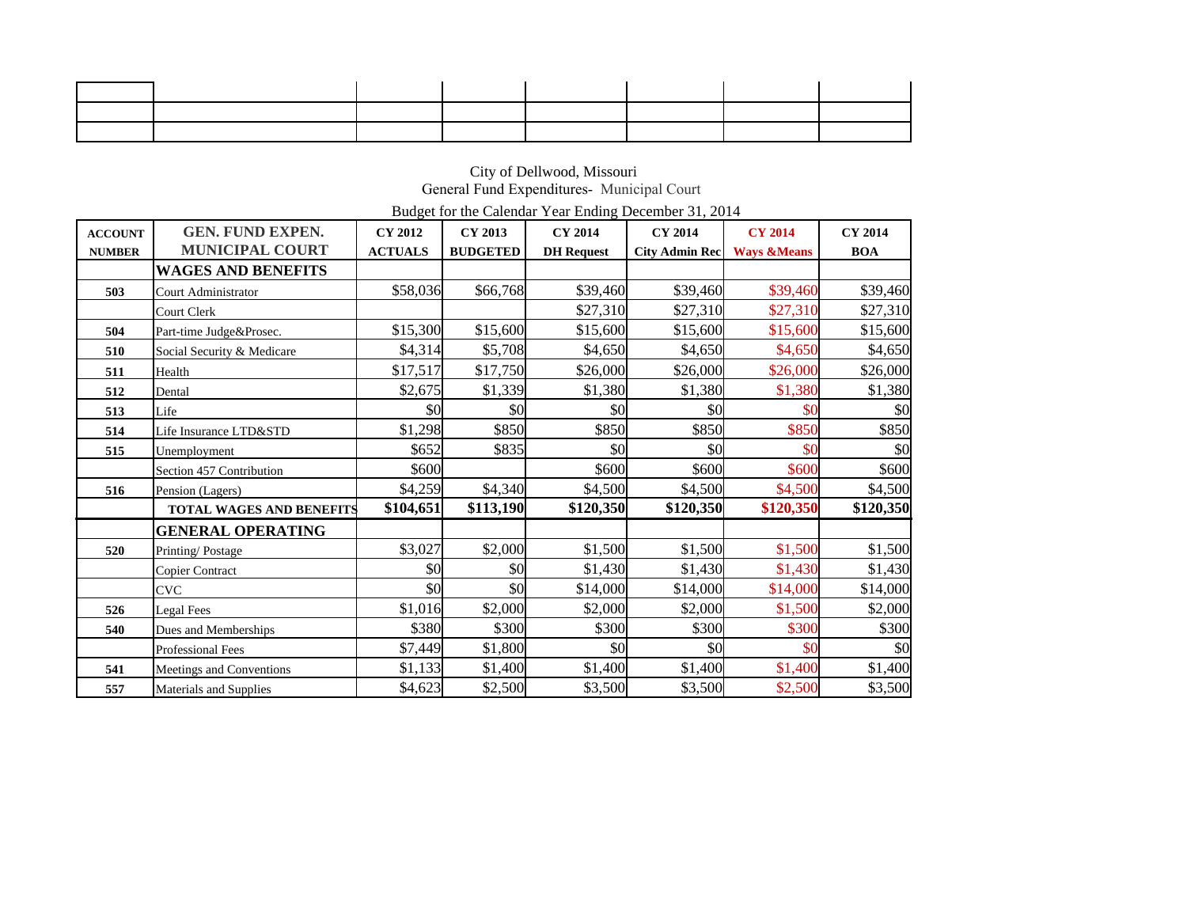City of Dellwood, Missouri
General Fund Expenditures- Municipal Court
Budget for the Calendar Year Ending December 31, 2014

| ACCOUNT NUMBER | GEN. FUND EXPEN. MUNICIPAL COURT | CY 2012 ACTUALS | CY 2013 BUDGETED | CY 2014 DH Request | CY 2014 City Admin Rec | CY 2014 Ways &Means | CY 2014 BOA |
|---|---|---|---|---|---|---|---|
| | **WAGES AND BENEFITS** | | | | | | |
| 503 | Court Administrator | $58,036 | $66,768 | $39,460 | $39,460 | $39,460 | $39,460 |
| | Court Clerk | | | $27,310 | $27,310 | $27,310 | $27,310 |
| 504 | Part-time Judge&Prosec. | $15,300 | $15,600 | $15,600 | $15,600 | $15,600 | $15,600 |
| 510 | Social Security & Medicare | $4,314 | $5,708 | $4,650 | $4,650 | $4,650 | $4,650 |
| 511 | Health | $17,517 | $17,750 | $26,000 | $26,000 | $26,000 | $26,000 |
| 512 | Dental | $2,675 | $1,339 | $1,380 | $1,380 | $1,380 | $1,380 |
| 513 | Life | $0 | $0 | $0 | $0 | $0 | $0 |
| 514 | Life Insurance LTD&STD | $1,298 | $850 | $850 | $850 | $850 | $850 |
| 515 | Unemployment | $652 | $835 | $0 | $0 | $0 | $0 |
| | Section 457 Contribution | $600 | | $600 | $600 | $600 | $600 |
| 516 | Pension (Lagers) | $4,259 | $4,340 | $4,500 | $4,500 | $4,500 | $4,500 |
| | **TOTAL WAGES AND BENEFITS** | **$104,651** | **$113,190** | **$120,350** | **$120,350** | **$120,350** | **$120,350** |
| | **GENERAL OPERATING** | | | | | | |
| 520 | Printing/ Postage | $3,027 | $2,000 | $1,500 | $1,500 | $1,500 | $1,500 |
| | Copier Contract | $0 | $0 | $1,430 | $1,430 | $1,430 | $1,430 |
| | CVC | $0 | $0 | $14,000 | $14,000 | $14,000 | $14,000 |
| 526 | Legal Fees | $1,016 | $2,000 | $2,000 | $2,000 | $1,500 | $2,000 |
| 540 | Dues and Memberships | $380 | $300 | $300 | $300 | $300 | $300 |
| | Professional Fees | $7,449 | $1,800 | $0 | $0 | $0 | $0 |
| 541 | Meetings and Conventions | $1,133 | $1,400 | $1,400 | $1,400 | $1,400 | $1,400 |
| 557 | Materials and Supplies | $4,623 | $2,500 | $3,500 | $3,500 | $2,500 | $3,500 |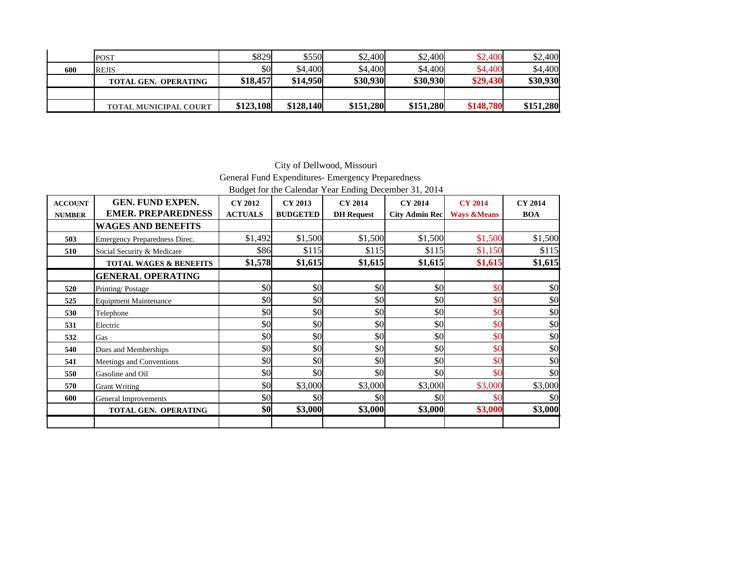| | | | | | | | |
|---|---|---|---|---|---|---|---|
| | POST | $829 | $550 | $2,400 | $2,400 | $2,400 | $2,400 |
| 600 | REJIS | $0 | $4,400 | $4,400 | $4,400 | $4,400 | $4,400 |
| | **TOTAL GEN. OPERATING** | **$18,457** | **$14,950** | **$30,930** | **$30,930** | **$29,430** | **$30,930** |
| | | | | | | | |
| | **TOTAL MUNICIPAL COURT** | **$123,108** | **$128,140** | **$151,280** | **$151,280** | **$148,780** | **$151,280** |

City of Dellwood, Missouri

General Fund Expenditures- Emergency Preparedness

Budget for the Calendar Year Ending December 31, 2014

| ACCOUNT NUMBER | GEN. FUND EXPEN. EMER. PREPAREDNESS | CY 2012 ACTUALS | CY 2013 BUDGETED | CY 2014 DH Request | CY 2014 City Admin Rec | CY 2014 Ways &Means | CY 2014 BOA |
|---|---|---|---|---|---|---|---|
| | **WAGES AND BENEFITS** | | | | | | |
| 503 | Emergency Preparedness Direc. | $1,492 | $1,500 | $1,500 | $1,500 | $1,500 | $1,500 |
| 510 | Social Security & Medicare | $86 | $115 | $115 | $115 | $1,150 | $115 |
| | **TOTAL WAGES & BENEFITS** | **$1,578** | **$1,615** | **$1,615** | **$1,615** | **$1,615** | **$1,615** |
| | **GENERAL OPERATING** | | | | | | |
| 520 | Printing/ Postage | $0 | $0 | $0 | $0 | $0 | $0 |
| 525 | Equipment Maintenance | $0 | $0 | $0 | $0 | $0 | $0 |
| 530 | Telephone | $0 | $0 | $0 | $0 | $0 | $0 |
| 531 | Electric | $0 | $0 | $0 | $0 | $0 | $0 |
| 532 | Gas | $0 | $0 | $0 | $0 | $0 | $0 |
| 540 | Dues and Memberships | $0 | $0 | $0 | $0 | $0 | $0 |
| 541 | Meetings and Conventions | $0 | $0 | $0 | $0 | $0 | $0 |
| 550 | Gasoline and Oil | $0 | $0 | $0 | $0 | $0 | $0 |
| 570 | Grant Writing | $0 | $3,000 | $3,000 | $3,000 | $3,000 | $3,000 |
| 600 | General Improvements | $0 | $0 | $0 | $0 | $0 | $0 |
| | **TOTAL GEN. OPERATING** | **$0** | **$3,000** | **$3,000** | **$3,000** | **$3,000** | **$3,000** |
| | | | | | | | |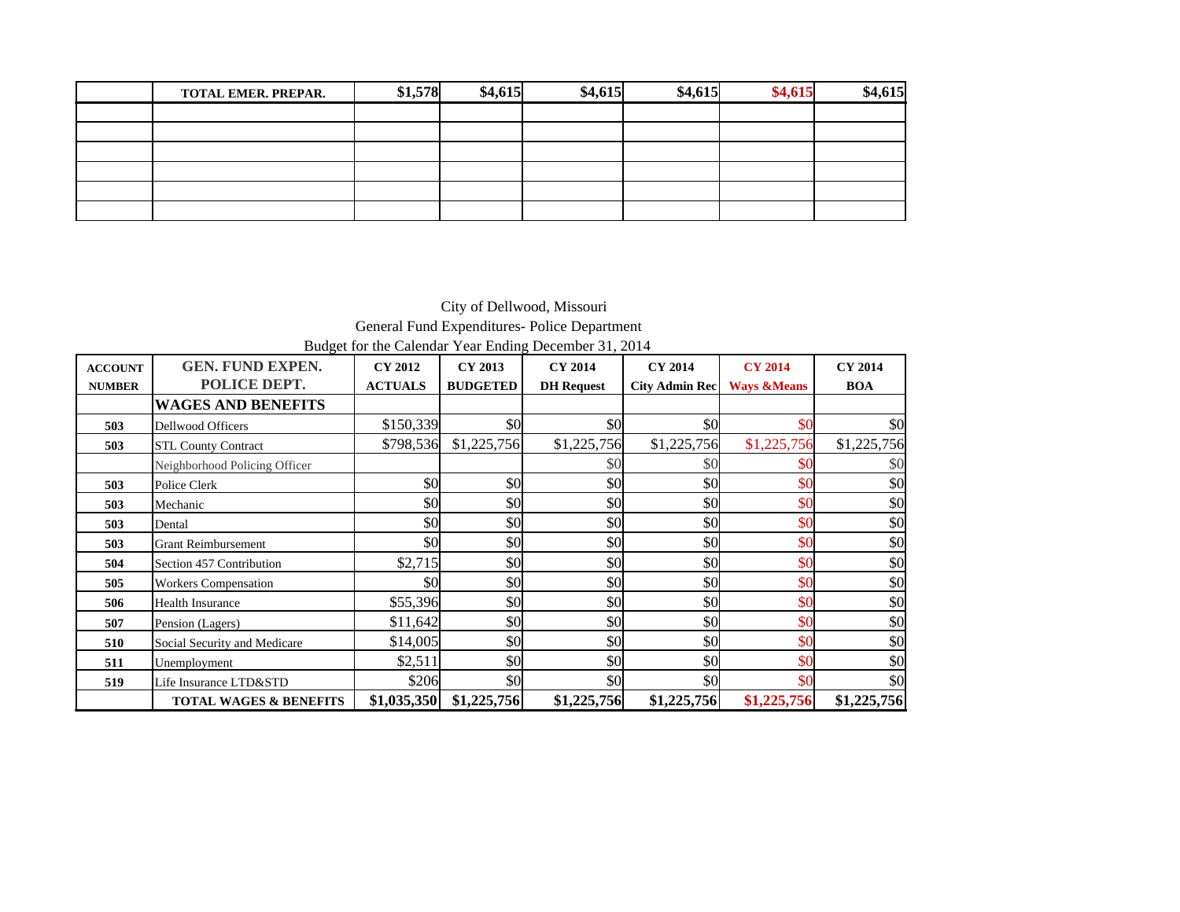|  | TOTAL EMER. PREPAR. | $1,578 | $4,615 | $4,615 | $4,615 | $4,615 | $4,615 |
|---|---|---|---|---|---|---|---|
|  |  |  |  |  |  |  |  |
|  |  |  |  |  |  |  |  |
|  |  |  |  |  |  |  |  |
|  |  |  |  |  |  |  |  |
|  |  |  |  |  |  |  |  |
|  |  |  |  |  |  |  |  |

City of Dellwood, Missouri
General Fund Expenditures- Police Department
Budget for the Calendar Year Ending December 31, 2014

| ACCOUNT NUMBER | GEN. FUND EXPEN. POLICE DEPT. | CY 2012 ACTUALS | CY 2013 BUDGETED | CY 2014 DH Request | CY 2014 City Admin Rec | CY 2014 Ways &Means | CY 2014 BOA |
|---|---|---|---|---|---|---|---|
|  | **WAGES AND BENEFITS** |  |  |  |  |  |  |
| 503 | Dellwood Officers | $150,339 | $0 | $0 | $0 | $0 | $0 |
| 503 | STL County Contract | $798,536 | $1,225,756 | $1,225,756 | $1,225,756 | $1,225,756 | $1,225,756 |
|  | Neighborhood Policing Officer |  |  | $0 | $0 | $0 | $0 |
| 503 | Police Clerk | $0 | $0 | $0 | $0 | $0 | $0 |
| 503 | Mechanic | $0 | $0 | $0 | $0 | $0 | $0 |
| 503 | Dental | $0 | $0 | $0 | $0 | $0 | $0 |
| 503 | Grant Reimbursement | $0 | $0 | $0 | $0 | $0 | $0 |
| 504 | Section 457 Contribution | $2,715 | $0 | $0 | $0 | $0 | $0 |
| 505 | Workers Compensation | $0 | $0 | $0 | $0 | $0 | $0 |
| 506 | Health Insurance | $55,396 | $0 | $0 | $0 | $0 | $0 |
| 507 | Pension (Lagers) | $11,642 | $0 | $0 | $0 | $0 | $0 |
| 510 | Social Security and Medicare | $14,005 | $0 | $0 | $0 | $0 | $0 |
| 511 | Unemployment | $2,511 | $0 | $0 | $0 | $0 | $0 |
| 519 | Life Insurance LTD&STD | $206 | $0 | $0 | $0 | $0 | $0 |
|  | **TOTAL WAGES & BENEFITS** | **$1,035,350** | **$1,225,756** | **$1,225,756** | **$1,225,756** | **$1,225,756** | **$1,225,756** |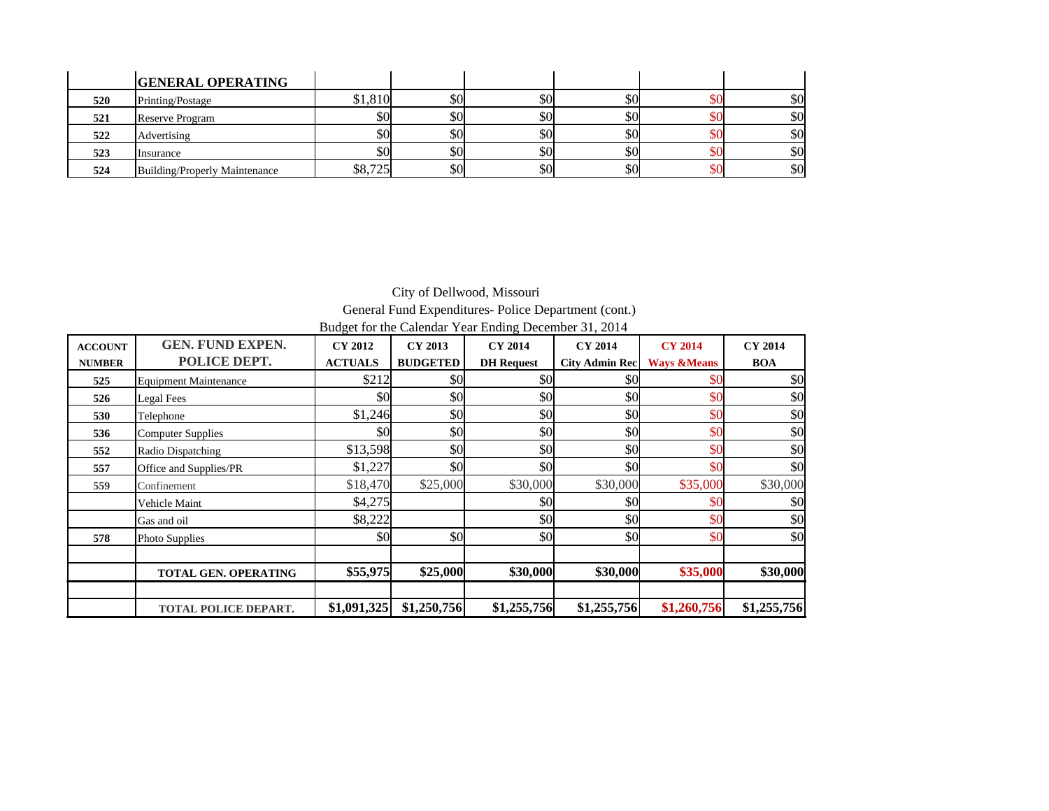| | GENERAL OPERATING | | | | | | |
|---|---|---|---|---|---|---|---|
| 520 | Printing/Postage | $1,810 | $0 | $0 | $0 | $0 | $0 |
| 521 | Reserve Program | $0 | $0 | $0 | $0 | $0 | $0 |
| 522 | Advertising | $0 | $0 | $0 | $0 | $0 | $0 |
| 523 | Insurance | $0 | $0 | $0 | $0 | $0 | $0 |
| 524 | Building/Properly Maintenance | $8,725 | $0 | $0 | $0 | $0 | $0 |

City of Dellwood, Missouri

General Fund Expenditures- Police Department (cont.)

Budget for the Calendar Year Ending December 31, 2014

| ACCOUNT NUMBER | GEN. FUND EXPEN. POLICE DEPT. | CY 2012 ACTUALS | CY 2013 BUDGETED | CY 2014 DH Request | CY 2014 City Admin Rec | CY 2014 Ways &Means | CY 2014 BOA |
|---|---|---|---|---|---|---|---|
| 525 | Equipment Maintenance | $212 | $0 | $0 | $0 | $0 | $0 |
| 526 | Legal Fees | $0 | $0 | $0 | $0 | $0 | $0 |
| 530 | Telephone | $1,246 | $0 | $0 | $0 | $0 | $0 |
| 536 | Computer Supplies | $0 | $0 | $0 | $0 | $0 | $0 |
| 552 | Radio Dispatching | $13,598 | $0 | $0 | $0 | $0 | $0 |
| 557 | Office and Supplies/PR | $1,227 | $0 | $0 | $0 | $0 | $0 |
| 559 | Confinement | $18,470 | $25,000 | $30,000 | $30,000 | $35,000 | $30,000 |
| | Vehicle Maint | $4,275 | | $0 | $0 | $0 | $0 |
| | Gas and oil | $8,222 | | $0 | $0 | $0 | $0 |
| 578 | Photo Supplies | $0 | $0 | $0 | $0 | $0 | $0 |
| | | | | | | | |
| | **TOTAL GEN. OPERATING** | **$55,975** | **$25,000** | **$30,000** | **$30,000** | **$35,000** | **$30,000** |
| | | | | | | | |
| | **TOTAL POLICE DEPART.** | **$1,091,325** | **$1,250,756** | **$1,255,756** | **$1,255,756** | **$1,260,756** | **$1,255,756** |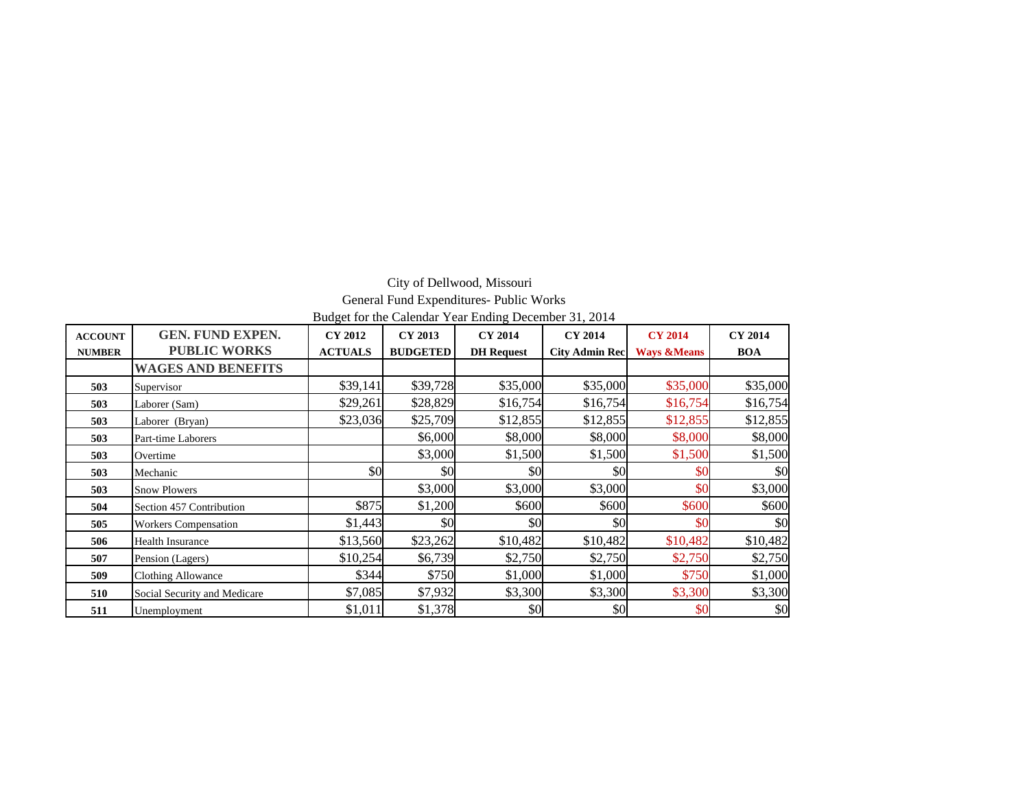City of Dellwood, Missouri
General Fund Expenditures- Public Works
Budget for the Calendar Year Ending December 31, 2014

| ACCOUNT NUMBER | GEN. FUND EXPEN. PUBLIC WORKS | CY 2012 ACTUALS | CY 2013 BUDGETED | CY 2014 DH Request | CY 2014 City Admin Rec | CY 2014 Ways &Means | CY 2014 BOA |
|---|---|---|---|---|---|---|---|
| | **WAGES AND BENEFITS** | | | | | | |
| 503 | Supervisor | $39,141 | $39,728 | $35,000 | $35,000 | $35,000 | $35,000 |
| 503 | Laborer (Sam) | $29,261 | $28,829 | $16,754 | $16,754 | $16,754 | $16,754 |
| 503 | Laborer (Bryan) | $23,036 | $25,709 | $12,855 | $12,855 | $12,855 | $12,855 |
| 503 | Part-time Laborers | | $6,000 | $8,000 | $8,000 | $8,000 | $8,000 |
| 503 | Overtime | | $3,000 | $1,500 | $1,500 | $1,500 | $1,500 |
| 503 | Mechanic | $0 | $0 | $0 | $0 | $0 | $0 |
| 503 | Snow Plowers | | $3,000 | $3,000 | $3,000 | $0 | $3,000 |
| 504 | Section 457 Contribution | $875 | $1,200 | $600 | $600 | $600 | $600 |
| 505 | Workers Compensation | $1,443 | $0 | $0 | $0 | $0 | $0 |
| 506 | Health Insurance | $13,560 | $23,262 | $10,482 | $10,482 | $10,482 | $10,482 |
| 507 | Pension (Lagers) | $10,254 | $6,739 | $2,750 | $2,750 | $2,750 | $2,750 |
| 509 | Clothing Allowance | $344 | $750 | $1,000 | $1,000 | $750 | $1,000 |
| 510 | Social Security and Medicare | $7,085 | $7,932 | $3,300 | $3,300 | $3,300 | $3,300 |
| 511 | Unemployment | $1,011 | $1,378 | $0 | $0 | $0 | $0 |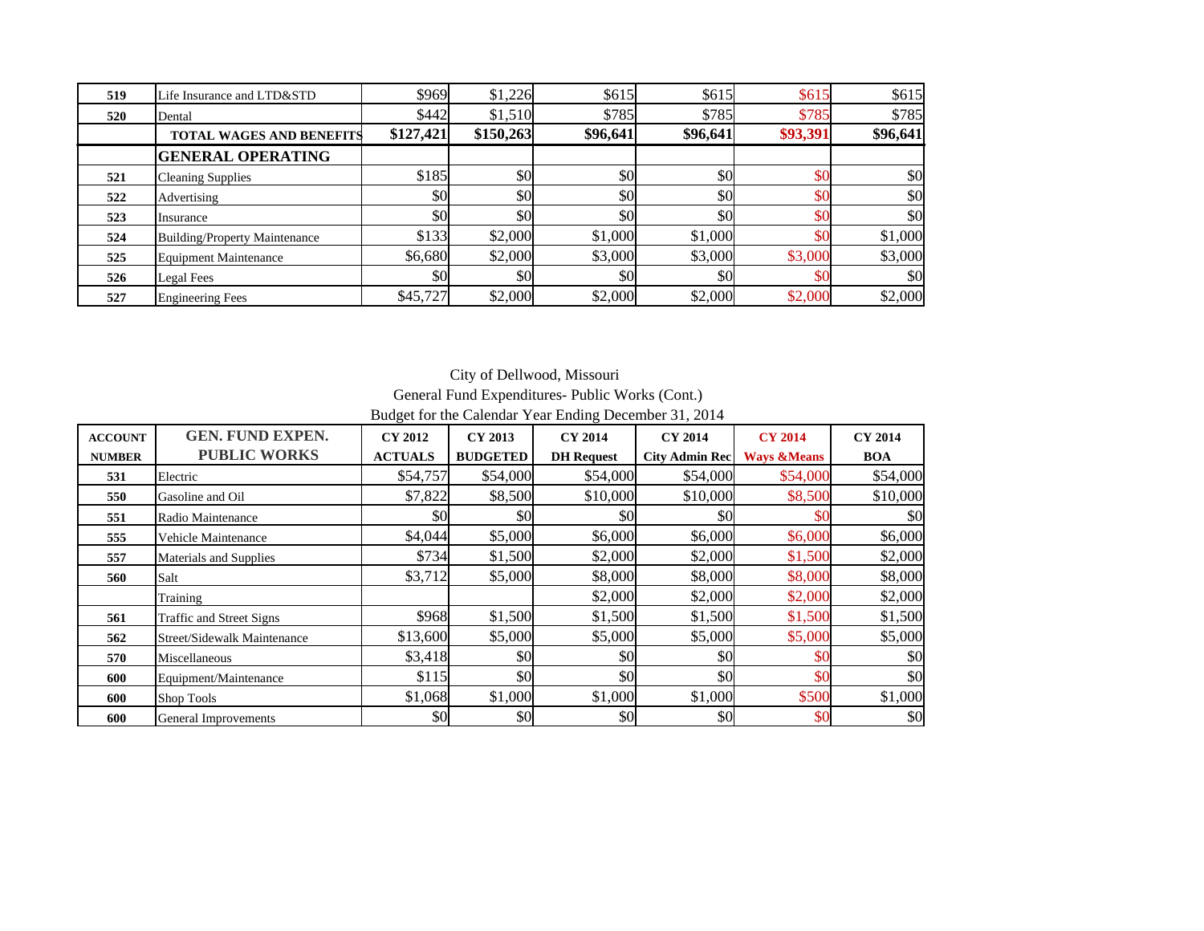| | | | | | | | |
|---|---|---|---|---|---|---|---|
| 519 | Life Insurance and LTD&STD | $969 | $1,226 | $615 | $615 | $615 | $615 |
| 520 | Dental | $442 | $1,510 | $785 | $785 | $785 | $785 |
| | **TOTAL WAGES AND BENEFITS** | **$127,421** | **$150,263** | **$96,641** | **$96,641** | **$93,391** | **$96,641** |
| | **GENERAL OPERATING** | | | | | | |
| 521 | Cleaning Supplies | $185 | $0 | $0 | $0 | $0 | $0 |
| 522 | Advertising | $0 | $0 | $0 | $0 | $0 | $0 |
| 523 | Insurance | $0 | $0 | $0 | $0 | $0 | $0 |
| 524 | Building/Property Maintenance | $133 | $2,000 | $1,000 | $1,000 | $0 | $1,000 |
| 525 | Equipment Maintenance | $6,680 | $2,000 | $3,000 | $3,000 | $3,000 | $3,000 |
| 526 | Legal Fees | $0 | $0 | $0 | $0 | $0 | $0 |
| 527 | Engineering Fees | $45,727 | $2,000 | $2,000 | $2,000 | $2,000 | $2,000 |

City of Dellwood, Missouri
General Fund Expenditures- Public Works (Cont.)
Budget for the Calendar Year Ending December 31, 2014

| ACCOUNT NUMBER | GEN. FUND EXPEN. PUBLIC WORKS | CY 2012 ACTUALS | CY 2013 BUDGETED | CY 2014 DH Request | CY 2014 City Admin Rec | CY 2014 Ways &Means | CY 2014 BOA |
|---|---|---|---|---|---|---|---|
| 531 | Electric | $54,757 | $54,000 | $54,000 | $54,000 | $54,000 | $54,000 |
| 550 | Gasoline and Oil | $7,822 | $8,500 | $10,000 | $10,000 | $8,500 | $10,000 |
| 551 | Radio Maintenance | $0 | $0 | $0 | $0 | $0 | $0 |
| 555 | Vehicle Maintenance | $4,044 | $5,000 | $6,000 | $6,000 | $6,000 | $6,000 |
| 557 | Materials and Supplies | $734 | $1,500 | $2,000 | $2,000 | $1,500 | $2,000 |
| 560 | Salt | $3,712 | $5,000 | $8,000 | $8,000 | $8,000 | $8,000 |
| | Training | | | $2,000 | $2,000 | $2,000 | $2,000 |
| 561 | Traffic and Street Signs | $968 | $1,500 | $1,500 | $1,500 | $1,500 | $1,500 |
| 562 | Street/Sidewalk Maintenance | $13,600 | $5,000 | $5,000 | $5,000 | $5,000 | $5,000 |
| 570 | Miscellaneous | $3,418 | $0 | $0 | $0 | $0 | $0 |
| 600 | Equipment/Maintenance | $115 | $0 | $0 | $0 | $0 | $0 |
| 600 | Shop Tools | $1,068 | $1,000 | $1,000 | $1,000 | $500 | $1,000 |
| 600 | General Improvements | $0 | $0 | $0 | $0 | $0 | $0 |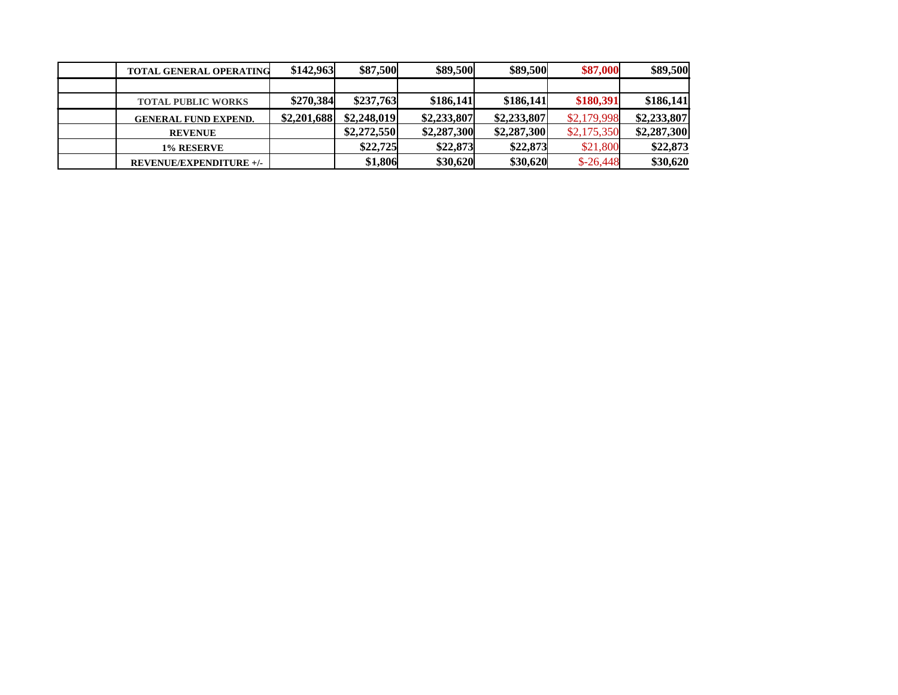| | | | | | | | |
|---|---|---|---|---|---|---|---|
| | **TOTAL GENERAL OPERATING** | **$142,963** | **$87,500** | **$89,500** | **$89,500** | **$87,000** | **$89,500** |
| | | | | | | | |
| | **TOTAL PUBLIC WORKS** | **$270,384** | **$237,763** | **$186,141** | **$186,141** | **$180,391** | **$186,141** |
| | **GENERAL FUND EXPEND.** | **$2,201,688** | **$2,248,019** | **$2,233,807** | **$2,233,807** | $2,179,998 | **$2,233,807** |
| | **REVENUE** | | **$2,272,550** | **$2,287,300** | **$2,287,300** | $2,175,350 | **$2,287,300** |
| | **1% RESERVE** | | **$22,725** | **$22,873** | **$22,873** | $21,800 | **$22,873** |
| | **REVENUE/EXPENDITURE +/-** | | **$1,806** | **$30,620** | **$30,620** | $-26,448 | **$30,620** |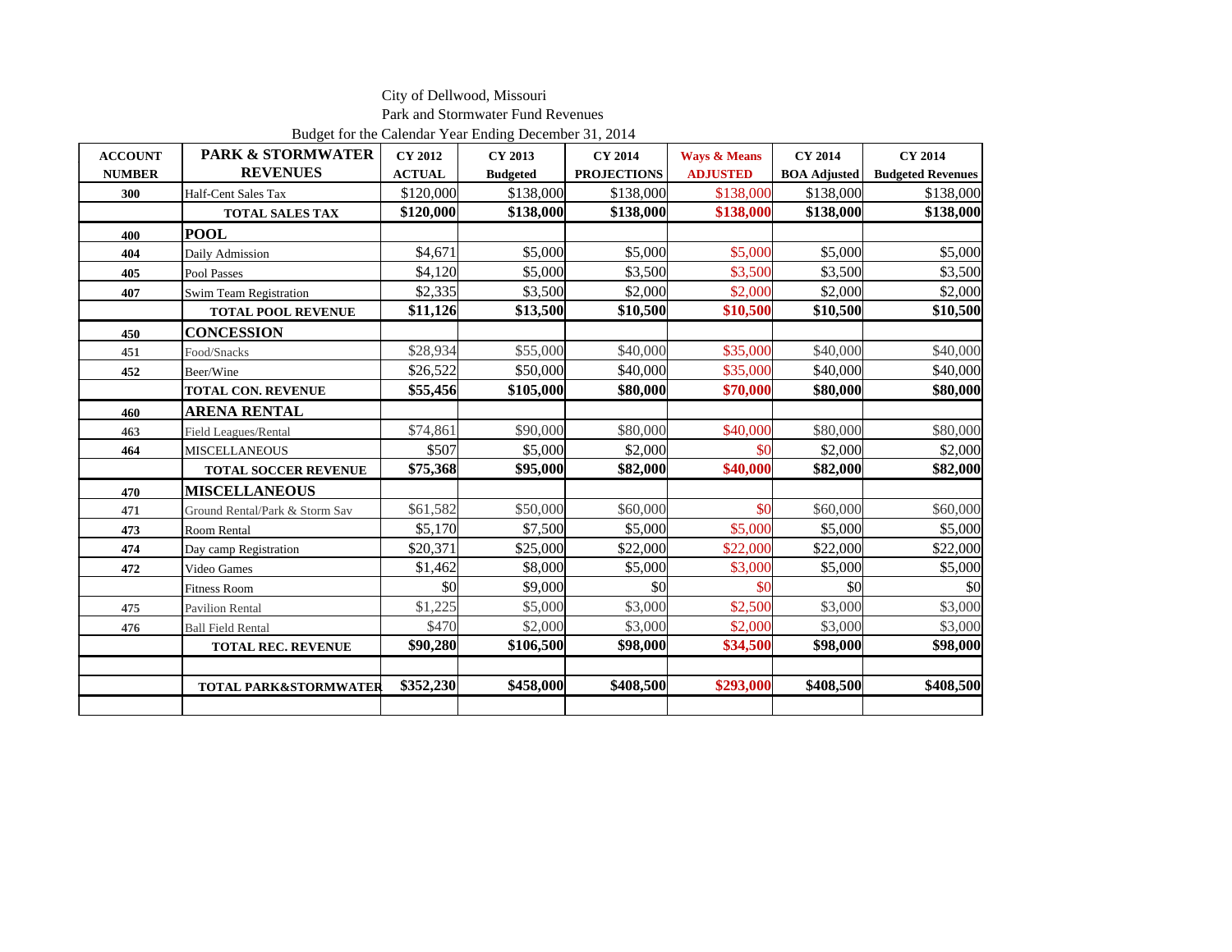City of Dellwood, Missouri

Park and Stormwater Fund Revenues

Budget for the Calendar Year Ending December 31, 2014

| ACCOUNT NUMBER | PARK & STORMWATER REVENUES | CY 2012 ACTUAL | CY 2013 Budgeted | CY 2014 PROJECTIONS | Ways & Means ADJUSTED | CY 2014 BOA Adjusted | CY 2014 Budgeted Revenues |
|---|---|---|---|---|---|---|---|
| 300 | Half-Cent Sales Tax | $120,000 | $138,000 | $138,000 | $138,000 | $138,000 | $138,000 |
| | **TOTAL SALES TAX** | **$120,000** | **$138,000** | **$138,000** | **$138,000** | **$138,000** | **$138,000** |
| 400 | **POOL** | | | | | | |
| 404 | Daily Admission | $4,671 | $5,000 | $5,000 | $5,000 | $5,000 | $5,000 |
| 405 | Pool Passes | $4,120 | $5,000 | $3,500 | $3,500 | $3,500 | $3,500 |
| 407 | Swim Team Registration | $2,335 | $3,500 | $2,000 | $2,000 | $2,000 | $2,000 |
| | **TOTAL POOL REVENUE** | **$11,126** | **$13,500** | **$10,500** | **$10,500** | **$10,500** | **$10,500** |
| 450 | **CONCESSION** | | | | | | |
| 451 | Food/Snacks | $28,934 | $55,000 | $40,000 | $35,000 | $40,000 | $40,000 |
| 452 | Beer/Wine | $26,522 | $50,000 | $40,000 | $35,000 | $40,000 | $40,000 |
| | **TOTAL CON. REVENUE** | **$55,456** | **$105,000** | **$80,000** | **$70,000** | **$80,000** | **$80,000** |
| 460 | **ARENA RENTAL** | | | | | | |
| 463 | Field Leagues/Rental | $74,861 | $90,000 | $80,000 | $40,000 | $80,000 | $80,000 |
| 464 | MISCELLANEOUS | $507 | $5,000 | $2,000 | $0 | $2,000 | $2,000 |
| | **TOTAL SOCCER REVENUE** | **$75,368** | **$95,000** | **$82,000** | **$40,000** | **$82,000** | **$82,000** |
| 470 | **MISCELLANEOUS** | | | | | | |
| 471 | Ground Rental/Park & Storm Sav | $61,582 | $50,000 | $60,000 | $0 | $60,000 | $60,000 |
| 473 | Room Rental | $5,170 | $7,500 | $5,000 | $5,000 | $5,000 | $5,000 |
| 474 | Day camp Registration | $20,371 | $25,000 | $22,000 | $22,000 | $22,000 | $22,000 |
| 472 | Video Games | $1,462 | $8,000 | $5,000 | $3,000 | $5,000 | $5,000 |
| | Fitness Room | $0 | $9,000 | $0 | $0 | $0 | $0 |
| 475 | Pavilion Rental | $1,225 | $5,000 | $3,000 | $2,500 | $3,000 | $3,000 |
| 476 | Ball Field Rental | $470 | $2,000 | $3,000 | $2,000 | $3,000 | $3,000 |
| | **TOTAL REC. REVENUE** | **$90,280** | **$106,500** | **$98,000** | **$34,500** | **$98,000** | **$98,000** |
| | | | | | | | |
| | **TOTAL PARK&STORMWATER** | **$352,230** | **$458,000** | **$408,500** | **$293,000** | **$408,500** | **$408,500** |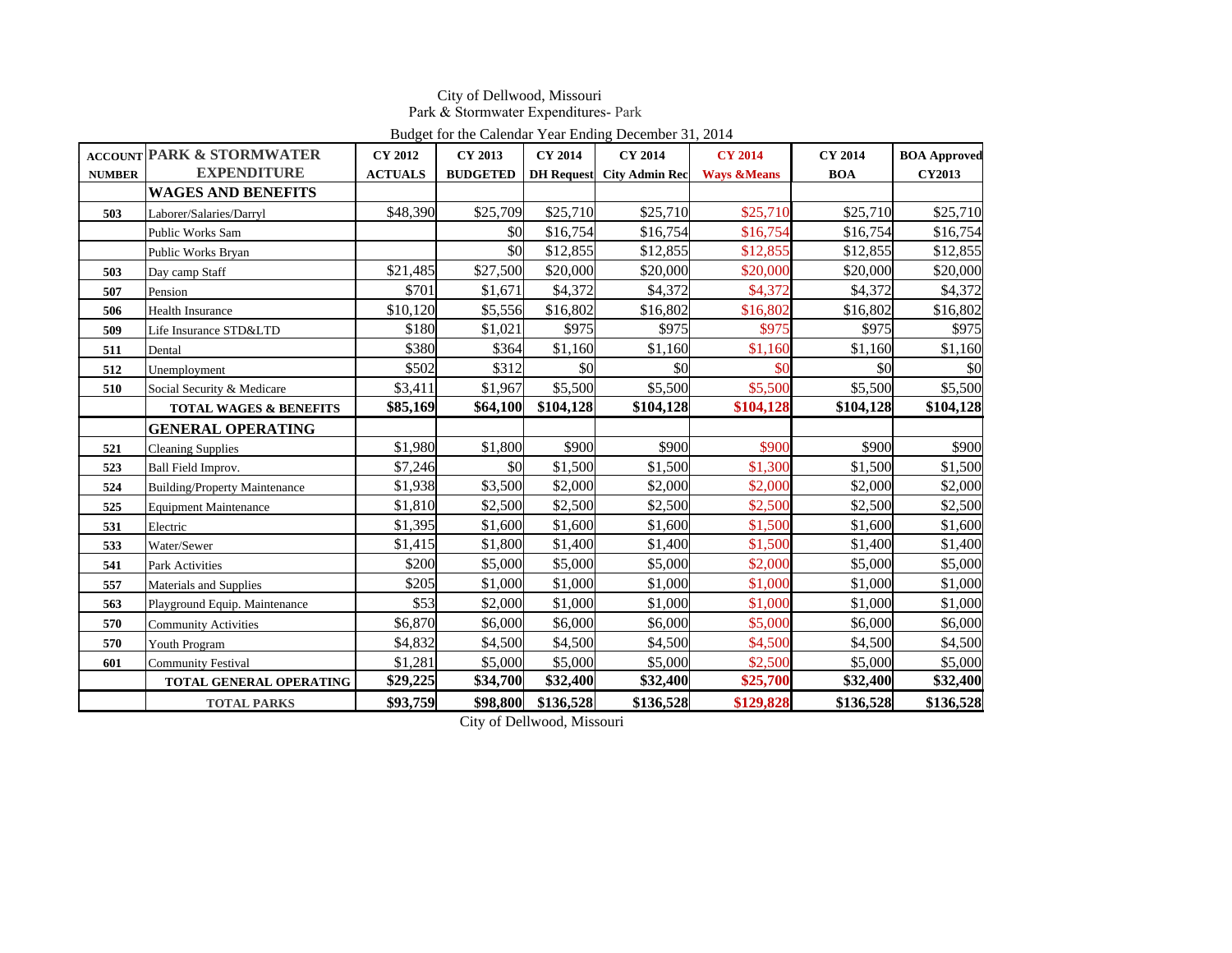City of Dellwood, Missouri
Park & Stormwater Expenditures- Park
Budget for the Calendar Year Ending December 31, 2014

| ACCOUNT NUMBER | PARK & STORMWATER EXPENDITURE | CY 2012 ACTUALS | CY 2013 BUDGETED | CY 2014 DH Request | CY 2014 City Admin Rec | CY 2014 Ways &Means | CY 2014 BOA | BOA Approved CY2013 |
|---|---|---|---|---|---|---|---|---|
| | **WAGES AND BENEFITS** | | | | | | | |
| 503 | Laborer/Salaries/Darryl | $48,390 | $25,709 | $25,710 | $25,710 | $25,710 | $25,710 | $25,710 |
| | Public Works Sam | | $0 | $16,754 | $16,754 | $16,754 | $16,754 | $16,754 |
| | Public Works Bryan | | $0 | $12,855 | $12,855 | $12,855 | $12,855 | $12,855 |
| 503 | Day camp Staff | $21,485 | $27,500 | $20,000 | $20,000 | $20,000 | $20,000 | $20,000 |
| 507 | Pension | $701 | $1,671 | $4,372 | $4,372 | $4,372 | $4,372 | $4,372 |
| 506 | Health Insurance | $10,120 | $5,556 | $16,802 | $16,802 | $16,802 | $16,802 | $16,802 |
| 509 | Life Insurance STD&LTD | $180 | $1,021 | $975 | $975 | $975 | $975 | $975 |
| 511 | Dental | $380 | $364 | $1,160 | $1,160 | $1,160 | $1,160 | $1,160 |
| 512 | Unemployment | $502 | $312 | $0 | $0 | $0 | $0 | $0 |
| 510 | Social Security & Medicare | $3,411 | $1,967 | $5,500 | $5,500 | $5,500 | $5,500 | $5,500 |
| | **TOTAL WAGES & BENEFITS** | **$85,169** | **$64,100** | **$104,128** | **$104,128** | **$104,128** | **$104,128** | **$104,128** |
| | **GENERAL OPERATING** | | | | | | | |
| 521 | Cleaning Supplies | $1,980 | $1,800 | $900 | $900 | $900 | $900 | $900 |
| 523 | Ball Field Improv. | $7,246 | $0 | $1,500 | $1,500 | $1,300 | $1,500 | $1,500 |
| 524 | Building/Property Maintenance | $1,938 | $3,500 | $2,000 | $2,000 | $2,000 | $2,000 | $2,000 |
| 525 | Equipment Maintenance | $1,810 | $2,500 | $2,500 | $2,500 | $2,500 | $2,500 | $2,500 |
| 531 | Electric | $1,395 | $1,600 | $1,600 | $1,600 | $1,500 | $1,600 | $1,600 |
| 533 | Water/Sewer | $1,415 | $1,800 | $1,400 | $1,400 | $1,500 | $1,400 | $1,400 |
| 541 | Park Activities | $200 | $5,000 | $5,000 | $5,000 | $2,000 | $5,000 | $5,000 |
| 557 | Materials and Supplies | $205 | $1,000 | $1,000 | $1,000 | $1,000 | $1,000 | $1,000 |
| 563 | Playground Equip. Maintenance | $53 | $2,000 | $1,000 | $1,000 | $1,000 | $1,000 | $1,000 |
| 570 | Community Activities | $6,870 | $6,000 | $6,000 | $6,000 | $5,000 | $6,000 | $6,000 |
| 570 | Youth Program | $4,832 | $4,500 | $4,500 | $4,500 | $4,500 | $4,500 | $4,500 |
| 601 | Community Festival | $1,281 | $5,000 | $5,000 | $5,000 | $2,500 | $5,000 | $5,000 |
| | **TOTAL GENERAL OPERATING** | **$29,225** | **$34,700** | **$32,400** | **$32,400** | **$25,700** | **$32,400** | **$32,400** |
| | **TOTAL PARKS** | **$93,759** | **$98,800** | **$136,528** | **$136,528** | **$129,828** | **$136,528** | **$136,528** |

City of Dellwood, Missouri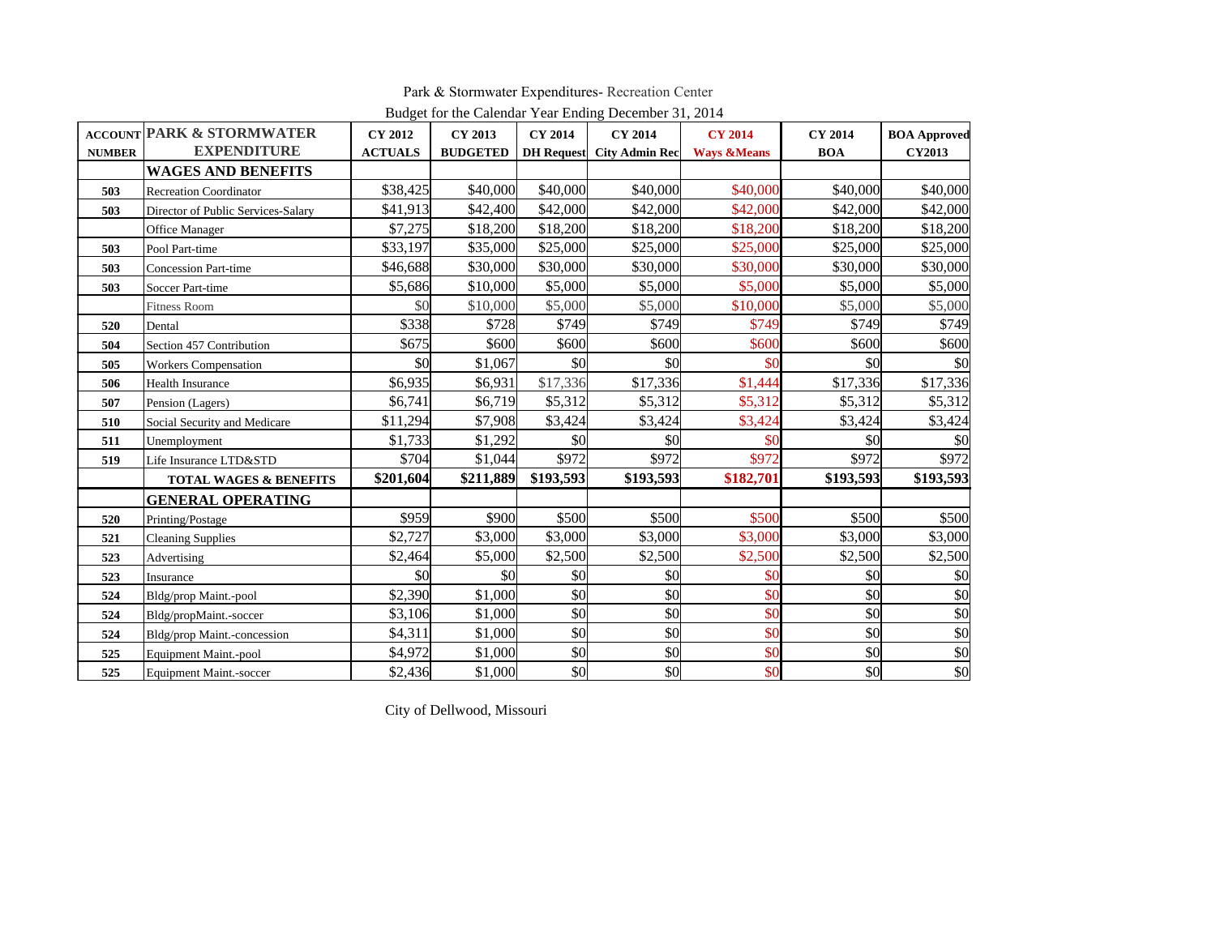Park & Stormwater Expenditures- Recreation Center

Budget for the Calendar Year Ending December 31, 2014

| ACCOUNT NUMBER | PARK & STORMWATER EXPENDITURE | CY 2012 ACTUALS | CY 2013 BUDGETED | CY 2014 DH Request | CY 2014 City Admin Rec | CY 2014 Ways &Means | CY 2014 BOA | BOA Approved CY2013 |
|---|---|---|---|---|---|---|---|---|
| | **WAGES AND BENEFITS** | | | | | | | |
| 503 | Recreation Coordinator | $38,425 | $40,000 | $40,000 | $40,000 | $40,000 | $40,000 | $40,000 |
| 503 | Director of Public Services-Salary | $41,913 | $42,400 | $42,000 | $42,000 | $42,000 | $42,000 | $42,000 |
| | Office Manager | $7,275 | $18,200 | $18,200 | $18,200 | $18,200 | $18,200 | $18,200 |
| 503 | Pool Part-time | $33,197 | $35,000 | $25,000 | $25,000 | $25,000 | $25,000 | $25,000 |
| 503 | Concession Part-time | $46,688 | $30,000 | $30,000 | $30,000 | $30,000 | $30,000 | $30,000 |
| 503 | Soccer Part-time | $5,686 | $10,000 | $5,000 | $5,000 | $5,000 | $5,000 | $5,000 |
| | Fitness Room | $0 | $10,000 | $5,000 | $5,000 | $10,000 | $5,000 | $5,000 |
| 520 | Dental | $338 | $728 | $749 | $749 | $749 | $749 | $749 |
| 504 | Section 457 Contribution | $675 | $600 | $600 | $600 | $600 | $600 | $600 |
| 505 | Workers Compensation | $0 | $1,067 | $0 | $0 | $0 | $0 | $0 |
| 506 | Health Insurance | $6,935 | $6,931 | $17,336 | $17,336 | $1,444 | $17,336 | $17,336 |
| 507 | Pension (Lagers) | $6,741 | $6,719 | $5,312 | $5,312 | $5,312 | $5,312 | $5,312 |
| 510 | Social Security and Medicare | $11,294 | $7,908 | $3,424 | $3,424 | $3,424 | $3,424 | $3,424 |
| 511 | Unemployment | $1,733 | $1,292 | $0 | $0 | $0 | $0 | $0 |
| 519 | Life Insurance LTD&STD | $704 | $1,044 | $972 | $972 | $972 | $972 | $972 |
| | **TOTAL WAGES & BENEFITS** | **$201,604** | **$211,889** | **$193,593** | **$193,593** | **$182,701** | **$193,593** | **$193,593** |
| | **GENERAL OPERATING** | | | | | | | |
| 520 | Printing/Postage | $959 | $900 | $500 | $500 | $500 | $500 | $500 |
| 521 | Cleaning Supplies | $2,727 | $3,000 | $3,000 | $3,000 | $3,000 | $3,000 | $3,000 |
| 523 | Advertising | $2,464 | $5,000 | $2,500 | $2,500 | $2,500 | $2,500 | $2,500 |
| 523 | Insurance | $0 | $0 | $0 | $0 | $0 | $0 | $0 |
| 524 | Bldg/prop Maint.-pool | $2,390 | $1,000 | $0 | $0 | $0 | $0 | $0 |
| 524 | Bldg/propMaint.-soccer | $3,106 | $1,000 | $0 | $0 | $0 | $0 | $0 |
| 524 | Bldg/prop Maint.-concession | $4,311 | $1,000 | $0 | $0 | $0 | $0 | $0 |
| 525 | Equipment Maint.-pool | $4,972 | $1,000 | $0 | $0 | $0 | $0 | $0 |
| 525 | Equipment Maint.-soccer | $2,436 | $1,000 | $0 | $0 | $0 | $0 | $0 |

City of Dellwood, Missouri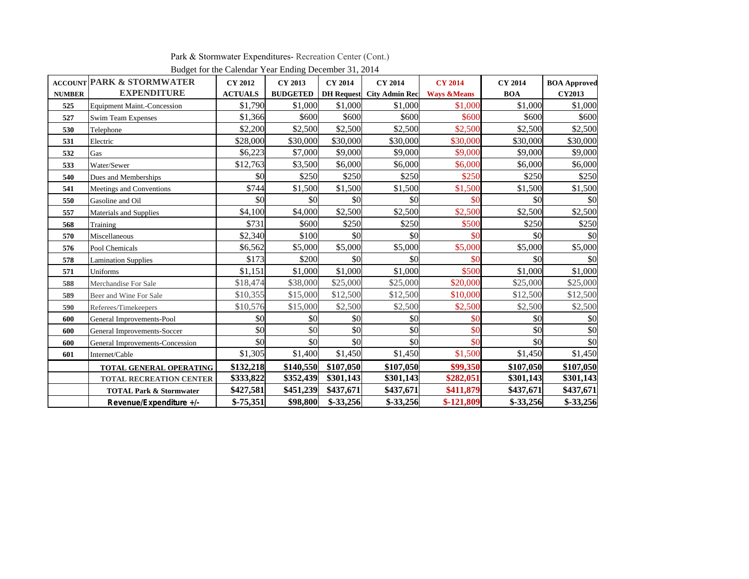Park & Stormwater Expenditures- Recreation Center (Cont.)

Budget for the Calendar Year Ending December 31, 2014

| ACCOUNT NUMBER | PARK & STORMWATER EXPENDITURE | CY 2012 ACTUALS | CY 2013 BUDGETED | CY 2014 DH Request | CY 2014 City Admin Rec | CY 2014 Ways &Means | CY 2014 BOA | BOA Approved CY2013 |
|---|---|---|---|---|---|---|---|---|
| 525 | Equipment Maint.-Concession | $1,790 | $1,000 | $1,000 | $1,000 | $1,000 | $1,000 | $1,000 |
| 527 | Swim Team Expenses | $1,366 | $600 | $600 | $600 | $600 | $600 | $600 |
| 530 | Telephone | $2,200 | $2,500 | $2,500 | $2,500 | $2,500 | $2,500 | $2,500 |
| 531 | Electric | $28,000 | $30,000 | $30,000 | $30,000 | $30,000 | $30,000 | $30,000 |
| 532 | Gas | $6,223 | $7,000 | $9,000 | $9,000 | $9,000 | $9,000 | $9,000 |
| 533 | Water/Sewer | $12,763 | $3,500 | $6,000 | $6,000 | $6,000 | $6,000 | $6,000 |
| 540 | Dues and Memberships | $0 | $250 | $250 | $250 | $250 | $250 | $250 |
| 541 | Meetings and Conventions | $744 | $1,500 | $1,500 | $1,500 | $1,500 | $1,500 | $1,500 |
| 550 | Gasoline and Oil | $0 | $0 | $0 | $0 | $0 | $0 | $0 |
| 557 | Materials and Supplies | $4,100 | $4,000 | $2,500 | $2,500 | $2,500 | $2,500 | $2,500 |
| 568 | Training | $731 | $600 | $250 | $250 | $500 | $250 | $250 |
| 570 | Miscellaneous | $2,340 | $100 | $0 | $0 | $0 | $0 | $0 |
| 576 | Pool Chemicals | $6,562 | $5,000 | $5,000 | $5,000 | $5,000 | $5,000 | $5,000 |
| 578 | Lamination Supplies | $173 | $200 | $0 | $0 | $0 | $0 | $0 |
| 571 | Uniforms | $1,151 | $1,000 | $1,000 | $1,000 | $500 | $1,000 | $1,000 |
| 588 | Merchandise For Sale | $18,474 | $38,000 | $25,000 | $25,000 | $20,000 | $25,000 | $25,000 |
| 589 | Beer and Wine For Sale | $10,355 | $15,000 | $12,500 | $12,500 | $10,000 | $12,500 | $12,500 |
| 590 | Referees/Timekeepers | $10,576 | $15,000 | $2,500 | $2,500 | $2,500 | $2,500 | $2,500 |
| 600 | General Improvements-Pool | $0 | $0 | $0 | $0 | $0 | $0 | $0 |
| 600 | General Improvements-Soccer | $0 | $0 | $0 | $0 | $0 | $0 | $0 |
| 600 | General Improvements-Concession | $0 | $0 | $0 | $0 | $0 | $0 | $0 |
| 601 | Internet/Cable | $1,305 | $1,400 | $1,450 | $1,450 | $1,500 | $1,450 | $1,450 |
| | **TOTAL GENERAL OPERATING** | **$132,218** | **$140,550** | **$107,050** | **$107,050** | **$99,350** | **$107,050** | **$107,050** |
| | **TOTAL RECREATION CENTER** | **$333,822** | **$352,439** | **$301,143** | **$301,143** | **$282,051** | **$301,143** | **$301,143** |
| | **TOTAL Park & Stormwater** | **$427,581** | **$451,239** | **$437,671** | **$437,671** | **$411,879** | **$437,671** | **$437,671** |
| | **Revenue/Expenditure +/-** | **$-75,351** | **$98,800** | **$-33,256** | **$-33,256** | **$-121,809** | **$-33,256** | **$-33,256** |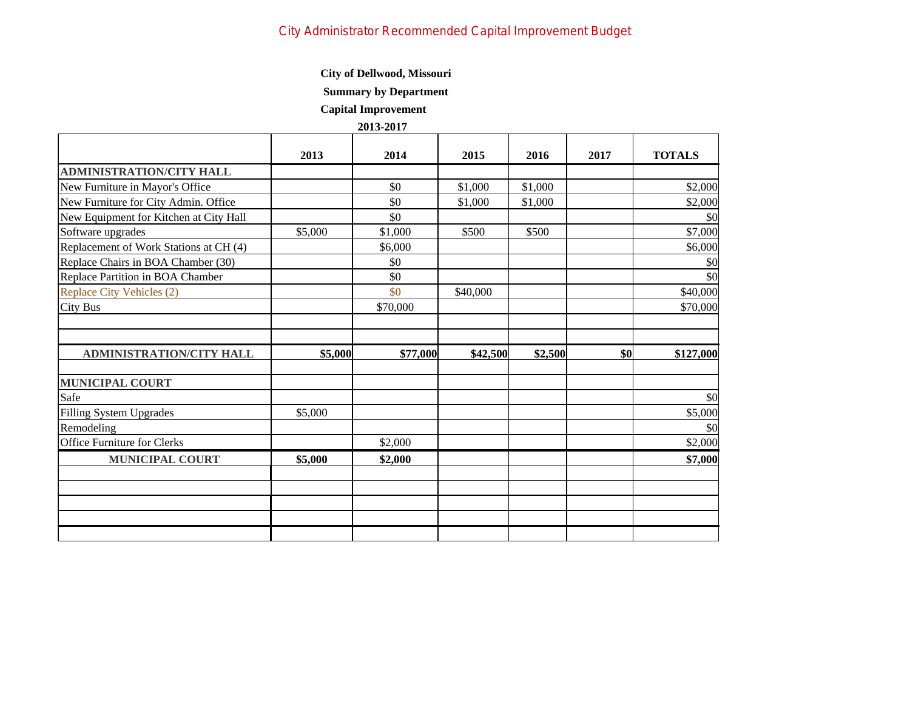City Administrator Recommended Capital Improvement Budget

**City of Dellwood, Missouri**

**Summary by Department**

**Capital Improvement**

**2013-2017**

| | **2013** | **2014** | **2015** | **2016** | **2017** | **TOTALS** |
|---|---|---|---|---|---|---|
| **ADMINISTRATION/CITY HALL** | | | | | | |
| New Furniture in Mayor's Office | | $0 | $1,000 | $1,000 | | $2,000 |
| New Furniture for City Admin. Office | | $0 | $1,000 | $1,000 | | $2,000 |
| New Equipment for Kitchen at City Hall | | $0 | | | | $0 |
| Software upgrades | $5,000 | $1,000 | $500 | $500 | | $7,000 |
| Replacement of Work Stations at CH (4) | | $6,000 | | | | $6,000 |
| Replace Chairs in BOA Chamber (30) | | $0 | | | | $0 |
| Replace Partition in BOA Chamber | | $0 | | | | $0 |
| Replace City Vehicles (2) | | $0 | $40,000 | | | $40,000 |
| City Bus | | $70,000 | | | | $70,000 |
| | | | | | | |
| | | | | | | |
| **ADMINISTRATION/CITY HALL** | **$5,000** | **$77,000** | **$42,500** | **$2,500** | **$0** | **$127,000** |
| | | | | | | |
| **MUNICIPAL COURT** | | | | | | |
| Safe | | | | | | $0 |
| Filling System Upgrades | $5,000 | | | | | $5,000 |
| Remodeling | | | | | | $0 |
| Office Furniture for Clerks | | $2,000 | | | | $2,000 |
| **MUNICIPAL COURT** | **$5,000** | **$2,000** | | | | **$7,000** |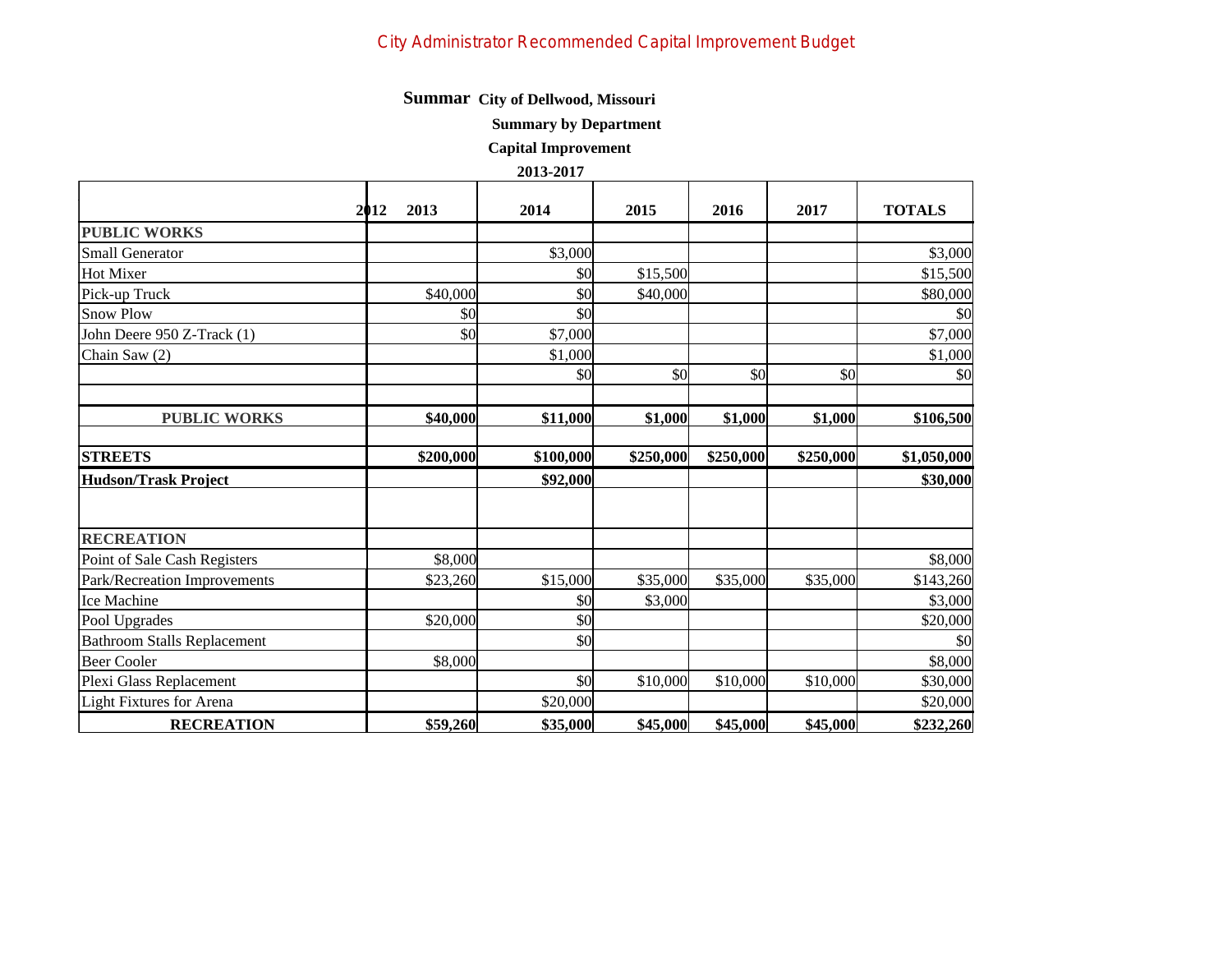City Administrator Recommended Capital Improvement Budget

**Summar City of Dellwood, Missouri**

**Summary by Department**

**Capital Improvement**

**2013-2017**

| 2012 | 2013 | 2014 | 2015 | 2016 | 2017 | TOTALS |
|---|---|---|---|---|---|---|
| **PUBLIC WORKS** | | | | | | |
| Small Generator | | $3,000 | | | | $3,000 |
| Hot Mixer | | $0 | $15,500 | | | $15,500 |
| Pick-up Truck | $40,000 | $0 | $40,000 | | | $80,000 |
| Snow Plow | $0 | $0 | | | | $0 |
| John Deere 950 Z-Track (1) | $0 | $7,000 | | | | $7,000 |
| Chain Saw (2) | | $1,000 | | | | $1,000 |
| | | $0 | $0 | $0 | $0 | $0 |
| | | | | | | |
| **PUBLIC WORKS** | **$40,000** | **$11,000** | **$1,000** | **$1,000** | **$1,000** | **$106,500** |
| | | | | | | |
| **STREETS** | **$200,000** | **$100,000** | **$250,000** | **$250,000** | **$250,000** | **$1,050,000** |
| **Hudson/Trask Project** | | **$92,000** | | | | **$30,000** |
| | | | | | | |
| **RECREATION** | | | | | | |
| Point of Sale Cash Registers | $8,000 | | | | | $8,000 |
| Park/Recreation Improvements | $23,260 | $15,000 | $35,000 | $35,000 | $35,000 | $143,260 |
| Ice Machine | | $0 | $3,000 | | | $3,000 |
| Pool Upgrades | $20,000 | $0 | | | | $20,000 |
| Bathroom Stalls Replacement | | $0 | | | | $0 |
| Beer Cooler | $8,000 | | | | | $8,000 |
| Plexi Glass Replacement | | $0 | $10,000 | $10,000 | $10,000 | $30,000 |
| Light Fixtures for Arena | | $20,000 | | | | $20,000 |
| **RECREATION** | **$59,260** | **$35,000** | **$45,000** | **$45,000** | **$45,000** | **$232,260** |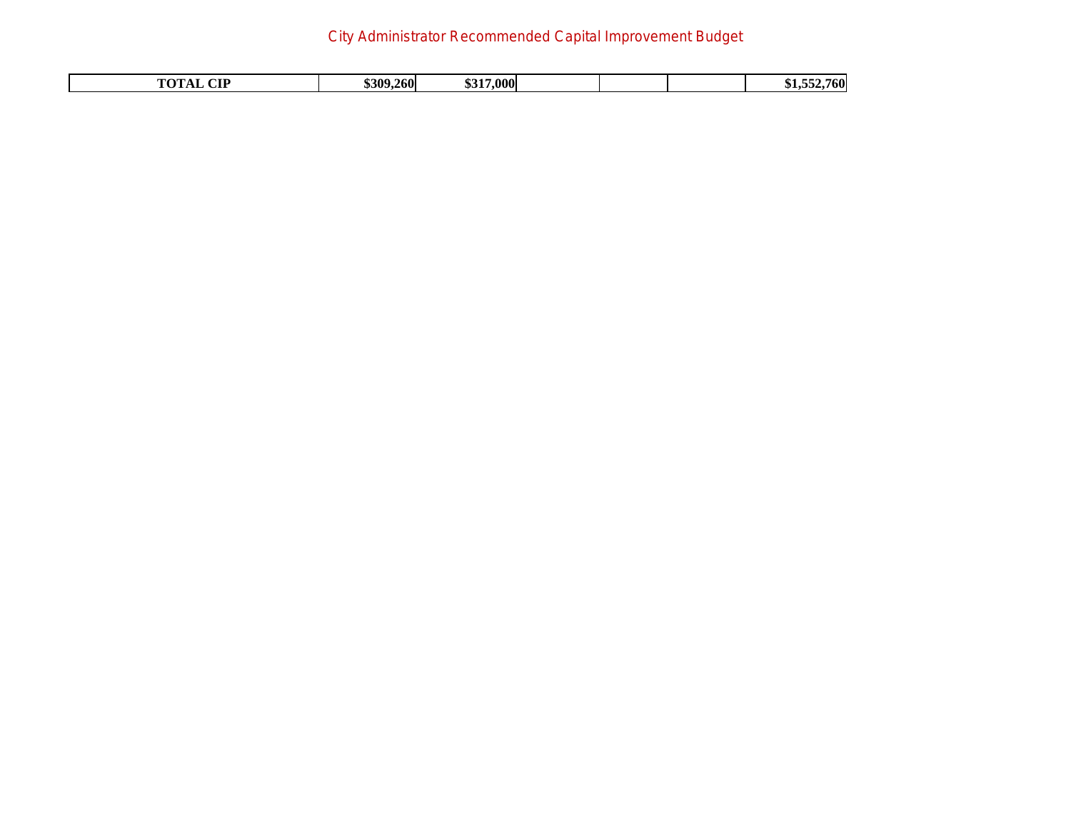| TOTAL CIP | $309,260 | $317,000 | | | | $1,552,760 |
|---|---|---|---|---|---|---|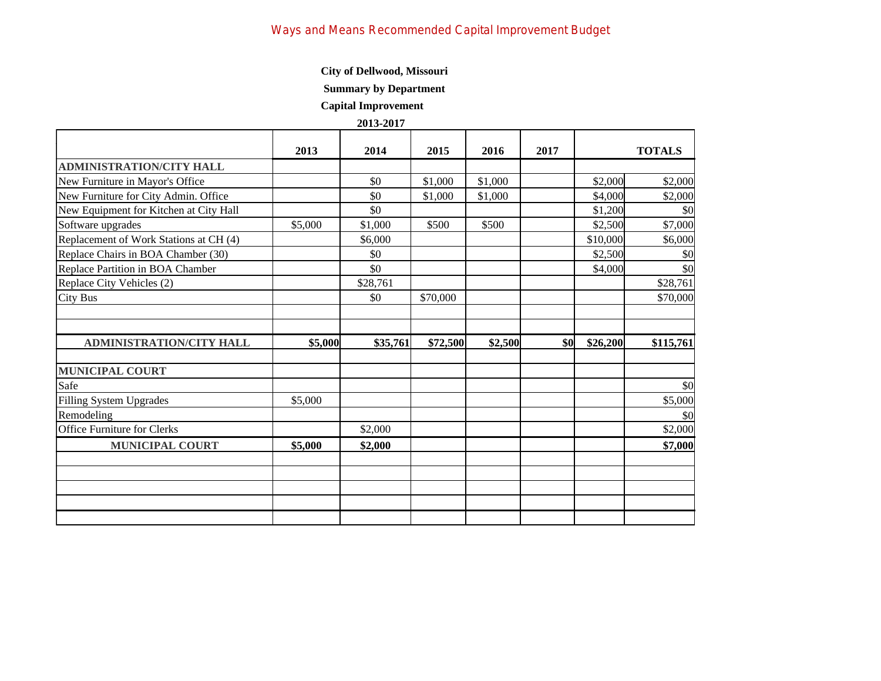Ways and Means Recommended Capital Improvement Budget

**City of Dellwood, Missouri**

**Summary by Department**

**Capital Improvement**

**2013-2017**

| | 2013 | 2014 | 2015 | 2016 | 2017 | | TOTALS |
|---|---|---|---|---|---|---|---|
| **ADMINISTRATION/CITY HALL** | | | | | | | |
| New Furniture in Mayor's Office | | $0 | $1,000 | $1,000 | | $2,000 | $2,000 |
| New Furniture for City Admin. Office | | $0 | $1,000 | $1,000 | | $4,000 | $2,000 |
| New Equipment for Kitchen at City Hall | | $0 | | | | $1,200 | $0 |
| Software upgrades | $5,000 | $1,000 | $500 | $500 | | $2,500 | $7,000 |
| Replacement of Work Stations at CH (4) | | $6,000 | | | | $10,000 | $6,000 |
| Replace Chairs in BOA Chamber (30) | | $0 | | | | $2,500 | $0 |
| Replace Partition in BOA Chamber | | $0 | | | | $4,000 | $0 |
| Replace City Vehicles (2) | | $28,761 | | | | | $28,761 |
| City Bus | | $0 | $70,000 | | | | $70,000 |
| | | | | | | | |
| | | | | | | | |
| **ADMINISTRATION/CITY HALL** | **$5,000** | **$35,761** | **$72,500** | **$2,500** | **$0** | **$26,200** | **$115,761** |
| | | | | | | | |
| **MUNICIPAL COURT** | | | | | | | |
| Safe | | | | | | | $0 |
| Filling System Upgrades | $5,000 | | | | | | $5,000 |
| Remodeling | | | | | | | $0 |
| Office Furniture for Clerks | | $2,000 | | | | | $2,000 |
| **MUNICIPAL COURT** | **$5,000** | **$2,000** | | | | | **$7,000** |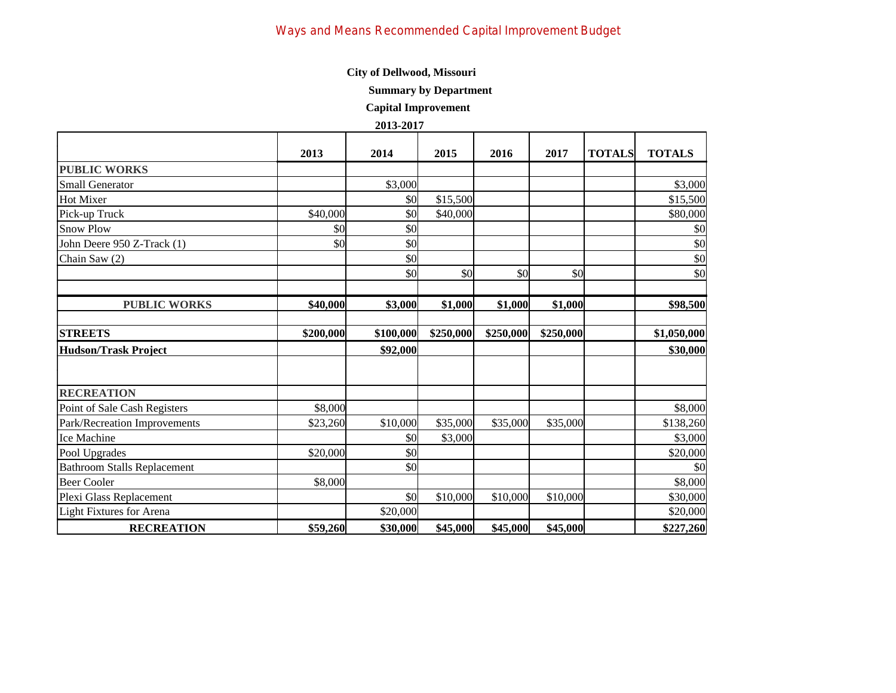# Ways and Means Recommended Capital Improvement Budget

**City of Dellwood, Missouri**

**Summary by Department**

**Capital Improvement**

**2013-2017**

| | 2013 | 2014 | 2015 | 2016 | 2017 | TOTALS | TOTALS |
|---|---|---|---|---|---|---|---|
| **PUBLIC WORKS** | | | | | | | |
| Small Generator | | $3,000 | | | | | $3,000 |
| Hot Mixer | | $0 | $15,500 | | | | $15,500 |
| Pick-up Truck | $40,000 | $0 | $40,000 | | | | $80,000 |
| Snow Plow | $0 | $0 | | | | | $0 |
| John Deere 950 Z-Track (1) | $0 | $0 | | | | | $0 |
| Chain Saw (2) | | $0 | | | | | $0 |
| | | $0 | $0 | $0 | $0 | | $0 |
| | | | | | | | |
| **PUBLIC WORKS** | **$40,000** | **$3,000** | **$1,000** | **$1,000** | **$1,000** | | **$98,500** |
| | | | | | | | |
| **STREETS** | **$200,000** | **$100,000** | **$250,000** | **$250,000** | **$250,000** | | **$1,050,000** |
| **Hudson/Trask Project** | | **$92,000** | | | | | **$30,000** |
| | | | | | | | |
| **RECREATION** | | | | | | | |
| Point of Sale Cash Registers | $8,000 | | | | | | $8,000 |
| Park/Recreation Improvements | $23,260 | $10,000 | $35,000 | $35,000 | $35,000 | | $138,260 |
| Ice Machine | | $0 | $3,000 | | | | $3,000 |
| Pool Upgrades | $20,000 | $0 | | | | | $20,000 |
| Bathroom Stalls Replacement | | $0 | | | | | $0 |
| Beer Cooler | $8,000 | | | | | | $8,000 |
| Plexi Glass Replacement | | $0 | $10,000 | $10,000 | $10,000 | | $30,000 |
| Light Fixtures for Arena | | $20,000 | | | | | $20,000 |
| **RECREATION** | **$59,260** | **$30,000** | **$45,000** | **$45,000** | **$45,000** | | **$227,260** |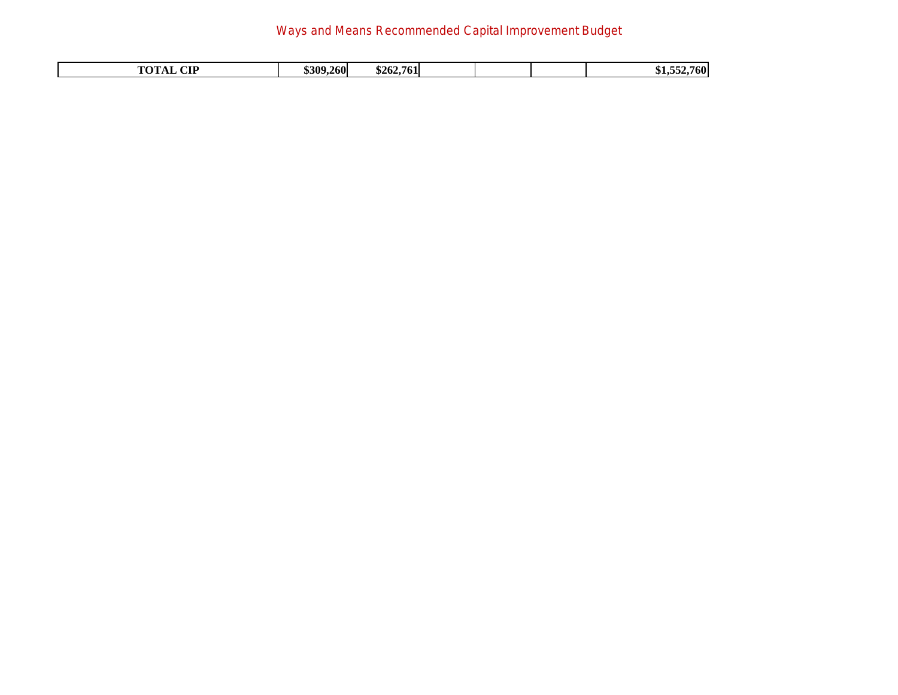| TOTAL CIP | $309,260 | $262,761 | | | | $1,552,760 |
|---|---|---|---|---|---|---|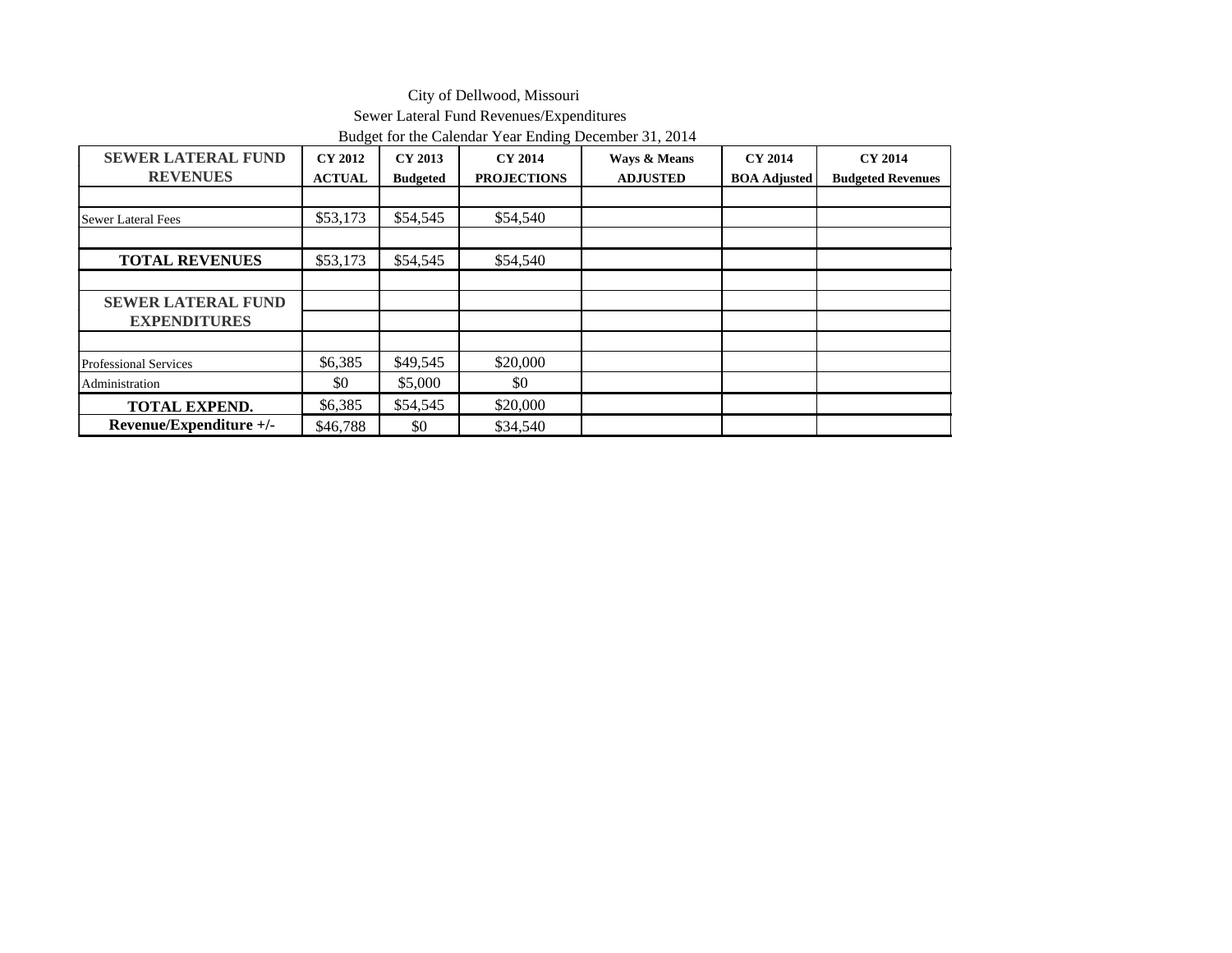City of Dellwood, Missouri
Sewer Lateral Fund Revenues/Expenditures
Budget for the Calendar Year Ending December 31, 2014

| SEWER LATERAL FUND REVENUES | CY 2012 ACTUAL | CY 2013 Budgeted | CY 2014 PROJECTIONS | Ways & Means ADJUSTED | CY 2014 BOA Adjusted | CY 2014 Budgeted Revenues |
|---|---|---|---|---|---|---|
| | | | | | | |
| Sewer Lateral Fees | $53,173 | $54,545 | $54,540 | | | |
| | | | | | | |
| **TOTAL REVENUES** | $53,173 | $54,545 | $54,540 | | | |
| | | | | | | |
| **SEWER LATERAL FUND EXPENDITURES** | | | | | | |
| | | | | | | |
| Professional Services | $6,385 | $49,545 | $20,000 | | | |
| Administration | $0 | $5,000 | $0 | | | |
| **TOTAL EXPEND.** | $6,385 | $54,545 | $20,000 | | | |
| **Revenue/Expenditure +/-** | $46,788 | $0 | $34,540 | | | |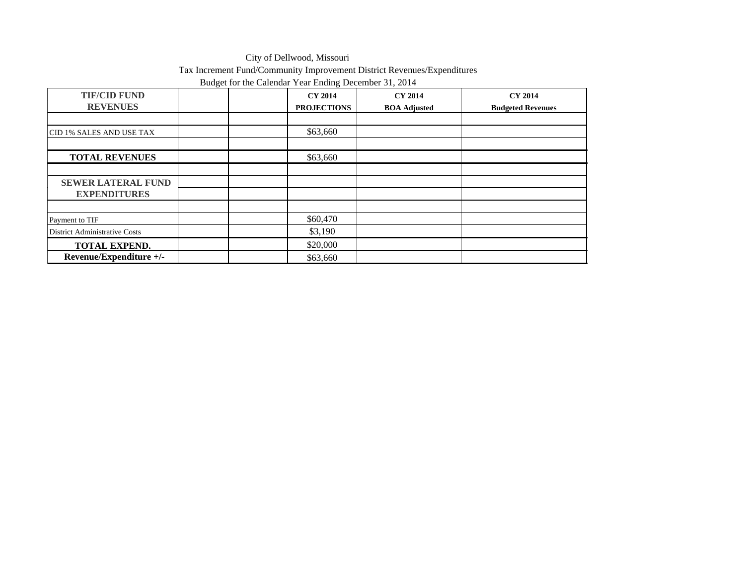City of Dellwood, Missouri
Tax Increment Fund/Community Improvement District Revenues/Expenditures
Budget for the Calendar Year Ending December 31, 2014

| **TIF/CID FUND REVENUES** | | | **CY 2014 PROJECTIONS** | **CY 2014 BOA Adjusted** | **CY 2014 Budgeted Revenues** |
|---|---|---|---|---|---|
| | | | | | |
| CID 1% SALES AND USE TAX | | | $63,660 | | |
| | | | | | |
| **TOTAL REVENUES** | | | $63,660 | | |
| | | | | | |
| **SEWER LATERAL FUND** | | | | | |
| **EXPENDITURES** | | | | | |
| | | | | | |
| Payment to TIF | | | $60,470 | | |
| District Administrative Costs | | | $3,190 | | |
| **TOTAL EXPEND.** | | | $20,000 | | |
| **Revenue/Expenditure +/-** | | | $63,660 | | |